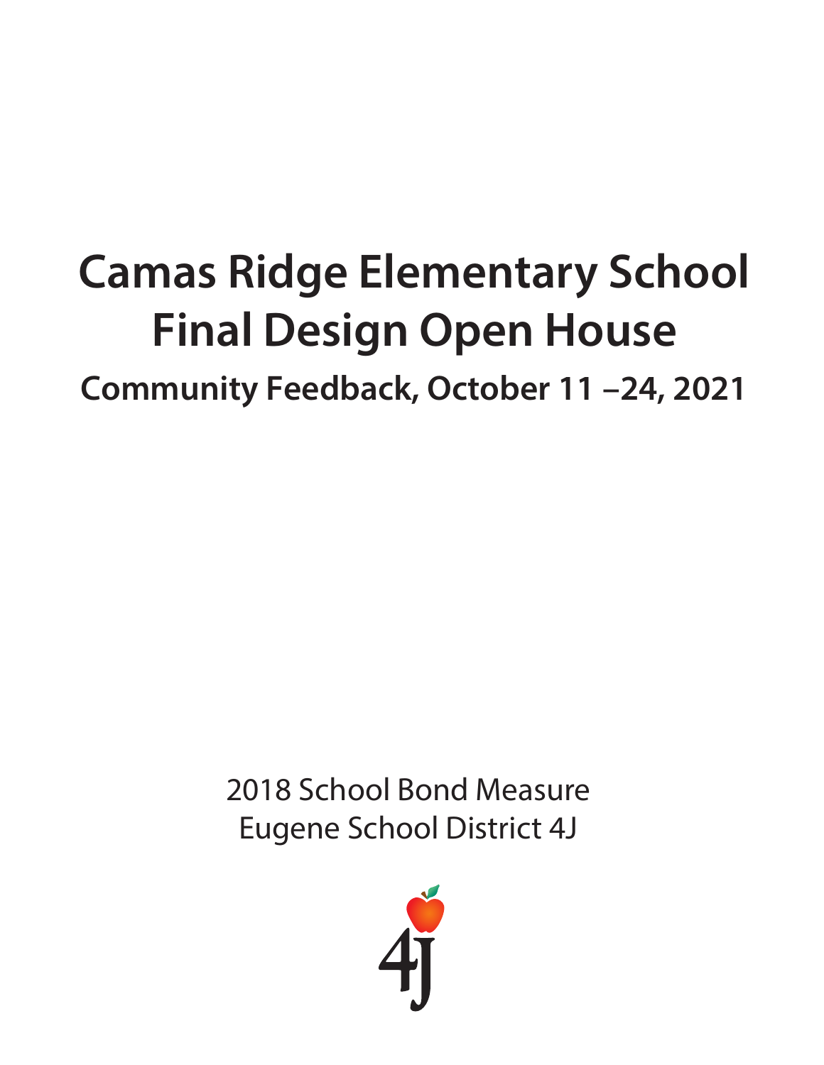# Camas Ridge Elementary School Final Design Open House

## Community Feedback, October 11 –24, 2021

2018 School Bond Measure
Eugene School District 4J

4J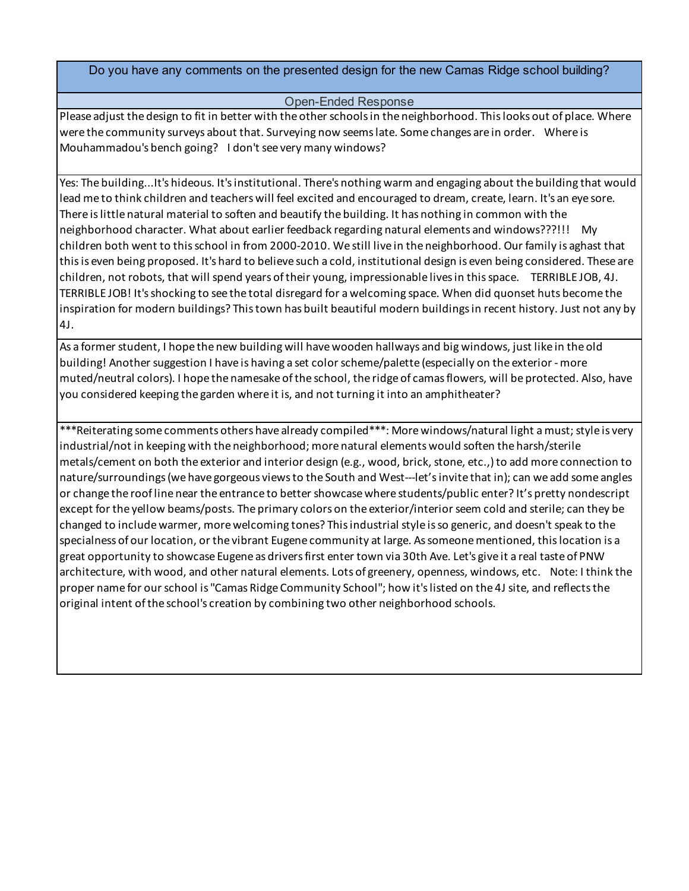| Do you have any comments on the presented design for the new Camas Ridge school building? |
| --- |
| Open-Ended Response |
| Please adjust the design to fit in better with the other schools in the neighborhood. This looks out of place. Where were the community surveys about that. Surveying now seems late. Some changes are in order. Where is Mouhammadou's bench going? I don't see very many windows? |
| Yes: The building...It's hideous. It's institutional. There's nothing warm and engaging about the building that would lead me to think children and teachers will feel excited and encouraged to dream, create, learn. It's an eye sore. There is little natural material to soften and beautify the building. It has nothing in common with the neighborhood character. What about earlier feedback regarding natural elements and windows???!!! My children both went to this school in from 2000-2010. We still live in the neighborhood. Our family is aghast that this is even being proposed. It's hard to believe such a cold, institutional design is even being considered. These are children, not robots, that will spend years of their young, impressionable lives in this space. TERRIBLE JOB, 4J. TERRIBLE JOB! It's shocking to see the total disregard for a welcoming space. When did quonset huts become the inspiration for modern buildings? This town has built beautiful modern buildings in recent history. Just not any by 4J. |
| As a former student, I hope the new building will have wooden hallways and big windows, just like in the old building! Another suggestion I have is having a set color scheme/palette (especially on the exterior - more muted/neutral colors). I hope the namesake of the school, the ridge of camas flowers, will be protected. Also, have you considered keeping the garden where it is, and not turning it into an amphitheater? |
| ***Reiterating some comments others have already compiled***: More windows/natural light a must; style is very industrial/not in keeping with the neighborhood; more natural elements would soften the harsh/sterile metals/cement on both the exterior and interior design (e.g., wood, brick, stone, etc.,) to add more connection to nature/surroundings (we have gorgeous views to the South and West---let's invite that in); can we add some angles or change the roof line near the entrance to better showcase where students/public enter? It's pretty nondescript except for the yellow beams/posts. The primary colors on the exterior/interior seem cold and sterile; can they be changed to include warmer, more welcoming tones? This industrial style is so generic, and doesn't speak to the specialness of our location, or the vibrant Eugene community at large. As someone mentioned, this location is a great opportunity to showcase Eugene as drivers first enter town via 30th Ave. Let's give it a real taste of PNW architecture, with wood, and other natural elements. Lots of greenery, openness, windows, etc. Note: I think the proper name for our school is "Camas Ridge Community School"; how it's listed on the 4J site, and reflects the original intent of the school's creation by combining two other neighborhood schools. |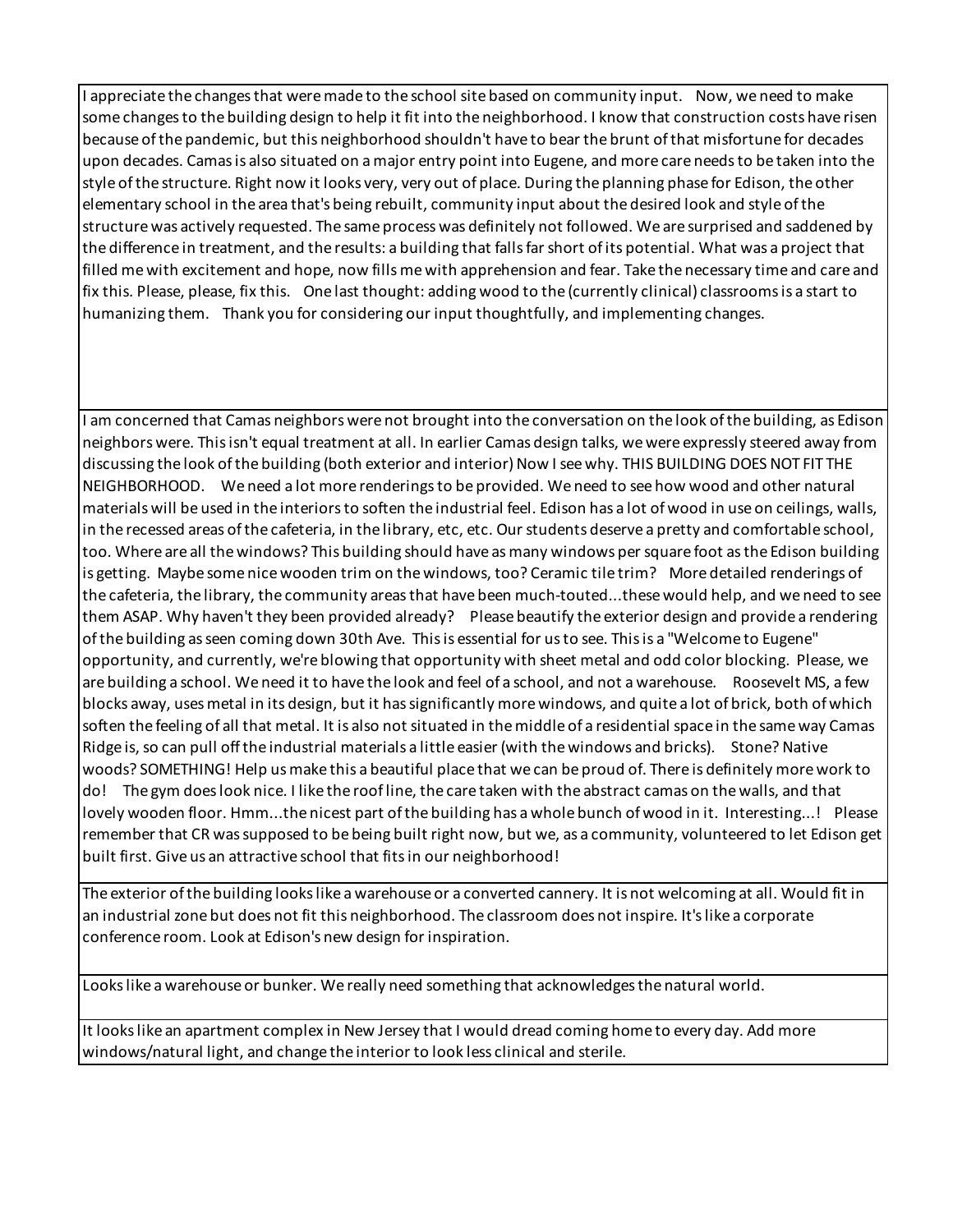| |
|---|
| I appreciate the changes that were made to the school site based on community input. Now, we need to make some changes to the building design to help it fit into the neighborhood. I know that construction costs have risen because of the pandemic, but this neighborhood shouldn't have to bear the brunt of that misfortune for decades upon decades. Camas is also situated on a major entry point into Eugene, and more care needs to be taken into the style of the structure. Right now it looks very, very out of place. During the planning phase for Edison, the other elementary school in the area that's being rebuilt, community input about the desired look and style of the structure was actively requested. The same process was definitely not followed. We are surprised and saddened by the difference in treatment, and the results: a building that falls far short of its potential. What was a project that filled me with excitement and hope, now fills me with apprehension and fear. Take the necessary time and care and fix this. Please, please, fix this. One last thought: adding wood to the (currently clinical) classrooms is a start to humanizing them. Thank you for considering our input thoughtfully, and implementing changes. |
| I am concerned that Camas neighbors were not brought into the conversation on the look of the building, as Edison neighbors were. This isn't equal treatment at all. In earlier Camas design talks, we were expressly steered away from discussing the look of the building (both exterior and interior) Now I see why. THIS BUILDING DOES NOT FIT THE NEIGHBORHOOD. We need a lot more renderings to be provided. We need to see how wood and other natural materials will be used in the interiors to soften the industrial feel. Edison has a lot of wood in use on ceilings, walls, in the recessed areas of the cafeteria, in the library, etc, etc. Our students deserve a pretty and comfortable school, too. Where are all the windows? This building should have as many windows per square foot as the Edison building is getting. Maybe some nice wooden trim on the windows, too? Ceramic tile trim? More detailed renderings of the cafeteria, the library, the community areas that have been much-touted...these would help, and we need to see them ASAP. Why haven't they been provided already? Please beautify the exterior design and provide a rendering of the building as seen coming down 30th Ave. This is essential for us to see. This is a "Welcome to Eugene" opportunity, and currently, we're blowing that opportunity with sheet metal and odd color blocking. Please, we are building a school. We need it to have the look and feel of a school, and not a warehouse. Roosevelt MS, a few blocks away, uses metal in its design, but it has significantly more windows, and quite a lot of brick, both of which soften the feeling of all that metal. It is also not situated in the middle of a residential space in the same way Camas Ridge is, so can pull off the industrial materials a little easier (with the windows and bricks). Stone? Native woods? SOMETHING! Help us make this a beautiful place that we can be proud of. There is definitely more work to do! The gym does look nice. I like the roof line, the care taken with the abstract camas on the walls, and that lovely wooden floor. Hmm...the nicest part of the building has a whole bunch of wood in it. Interesting...! Please remember that CR was supposed to be being built right now, but we, as a community, volunteered to let Edison get built first. Give us an attractive school that fits in our neighborhood! |
| The exterior of the building looks like a warehouse or a converted cannery. It is not welcoming at all. Would fit in an industrial zone but does not fit this neighborhood. The classroom does not inspire. It's like a corporate conference room. Look at Edison's new design for inspiration. |
| Looks like a warehouse or bunker. We really need something that acknowledges the natural world. |
| It looks like an apartment complex in New Jersey that I would dread coming home to every day. Add more windows/natural light, and change the interior to look less clinical and sterile. |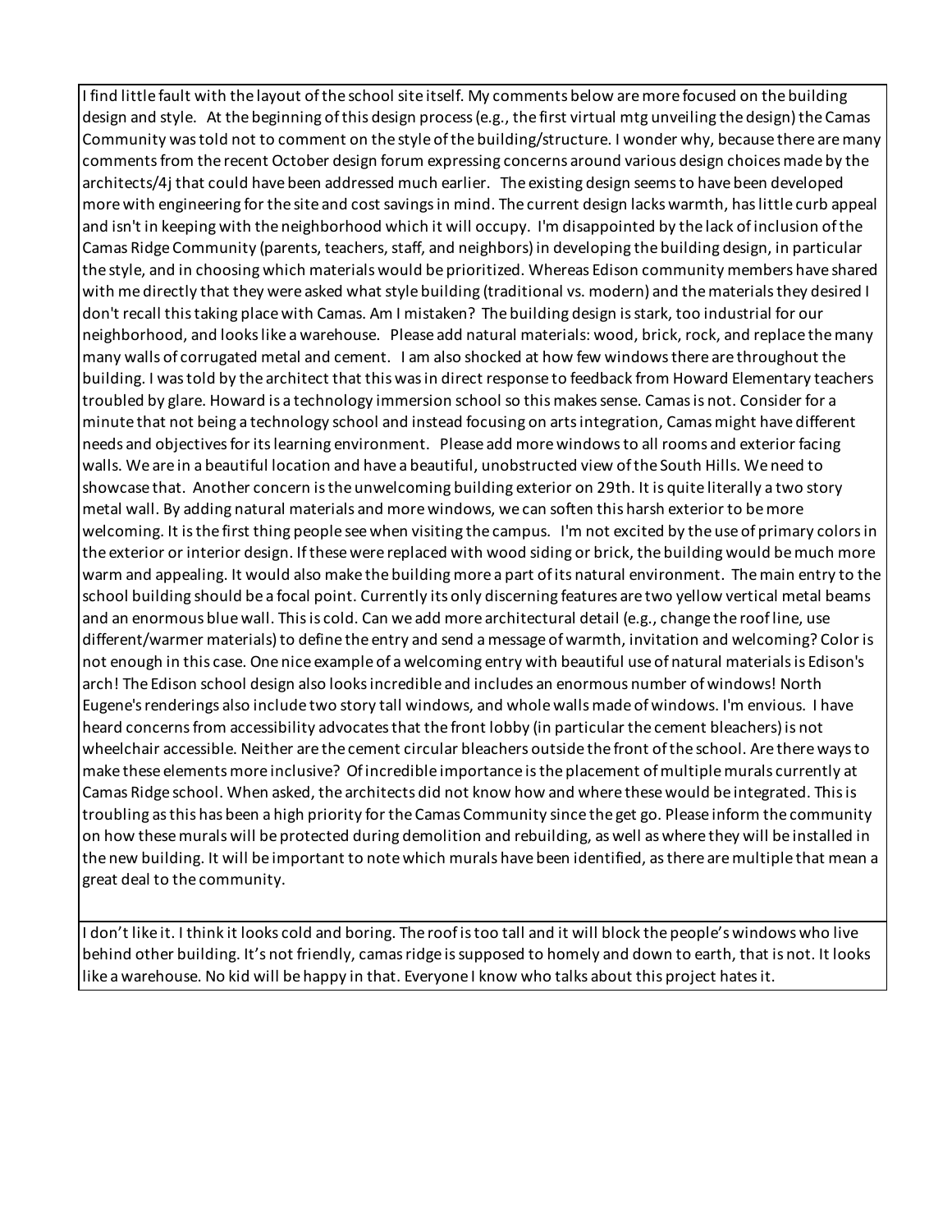| |
|---|
| I find little fault with the layout of the school site itself. My comments below are more focused on the building design and style. At the beginning of this design process (e.g., the first virtual mtg unveiling the design) the Camas Community was told not to comment on the style of the building/structure. I wonder why, because there are many comments from the recent October design forum expressing concerns around various design choices made by the architects/4j that could have been addressed much earlier. The existing design seems to have been developed more with engineering for the site and cost savings in mind. The current design lacks warmth, has little curb appeal and isn't in keeping with the neighborhood which it will occupy. I'm disappointed by the lack of inclusion of the Camas Ridge Community (parents, teachers, staff, and neighbors) in developing the building design, in particular the style, and in choosing which materials would be prioritized. Whereas Edison community members have shared with me directly that they were asked what style building (traditional vs. modern) and the materials they desired I don't recall this taking place with Camas. Am I mistaken? The building design is stark, too industrial for our neighborhood, and looks like a warehouse. Please add natural materials: wood, brick, rock, and replace the many many walls of corrugated metal and cement. I am also shocked at how few windows there are throughout the building. I was told by the architect that this was in direct response to feedback from Howard Elementary teachers troubled by glare. Howard is a technology immersion school so this makes sense. Camas is not. Consider for a minute that not being a technology school and instead focusing on arts integration, Camas might have different needs and objectives for its learning environment. Please add more windows to all rooms and exterior facing walls. We are in a beautiful location and have a beautiful, unobstructed view of the South Hills. We need to showcase that. Another concern is the unwelcoming building exterior on 29th. It is quite literally a two story metal wall. By adding natural materials and more windows, we can soften this harsh exterior to be more welcoming. It is the first thing people see when visiting the campus. I'm not excited by the use of primary colors in the exterior or interior design. If these were replaced with wood siding or brick, the building would be much more warm and appealing. It would also make the building more a part of its natural environment. The main entry to the school building should be a focal point. Currently its only discerning features are two yellow vertical metal beams and an enormous blue wall. This is cold. Can we add more architectural detail (e.g., change the roof line, use different/warmer materials) to define the entry and send a message of warmth, invitation and welcoming? Color is not enough in this case. One nice example of a welcoming entry with beautiful use of natural materials is Edison's arch! The Edison school design also looks incredible and includes an enormous number of windows! North Eugene's renderings also include two story tall windows, and whole walls made of windows. I'm envious. I have heard concerns from accessibility advocates that the front lobby (in particular the cement bleachers) is not wheelchair accessible. Neither are the cement circular bleachers outside the front of the school. Are there ways to make these elements more inclusive? Of incredible importance is the placement of multiple murals currently at Camas Ridge school. When asked, the architects did not know how and where these would be integrated. This is troubling as this has been a high priority for the Camas Community since the get go. Please inform the community on how these murals will be protected during demolition and rebuilding, as well as where they will be installed in the new building. It will be important to note which murals have been identified, as there are multiple that mean a great deal to the community. |
| I don't like it. I think it looks cold and boring. The roof is too tall and it will block the people's windows who live behind other building. It's not friendly, camas ridge is supposed to homely and down to earth, that is not. It looks like a warehouse. No kid will be happy in that. Everyone I know who talks about this project hates it. |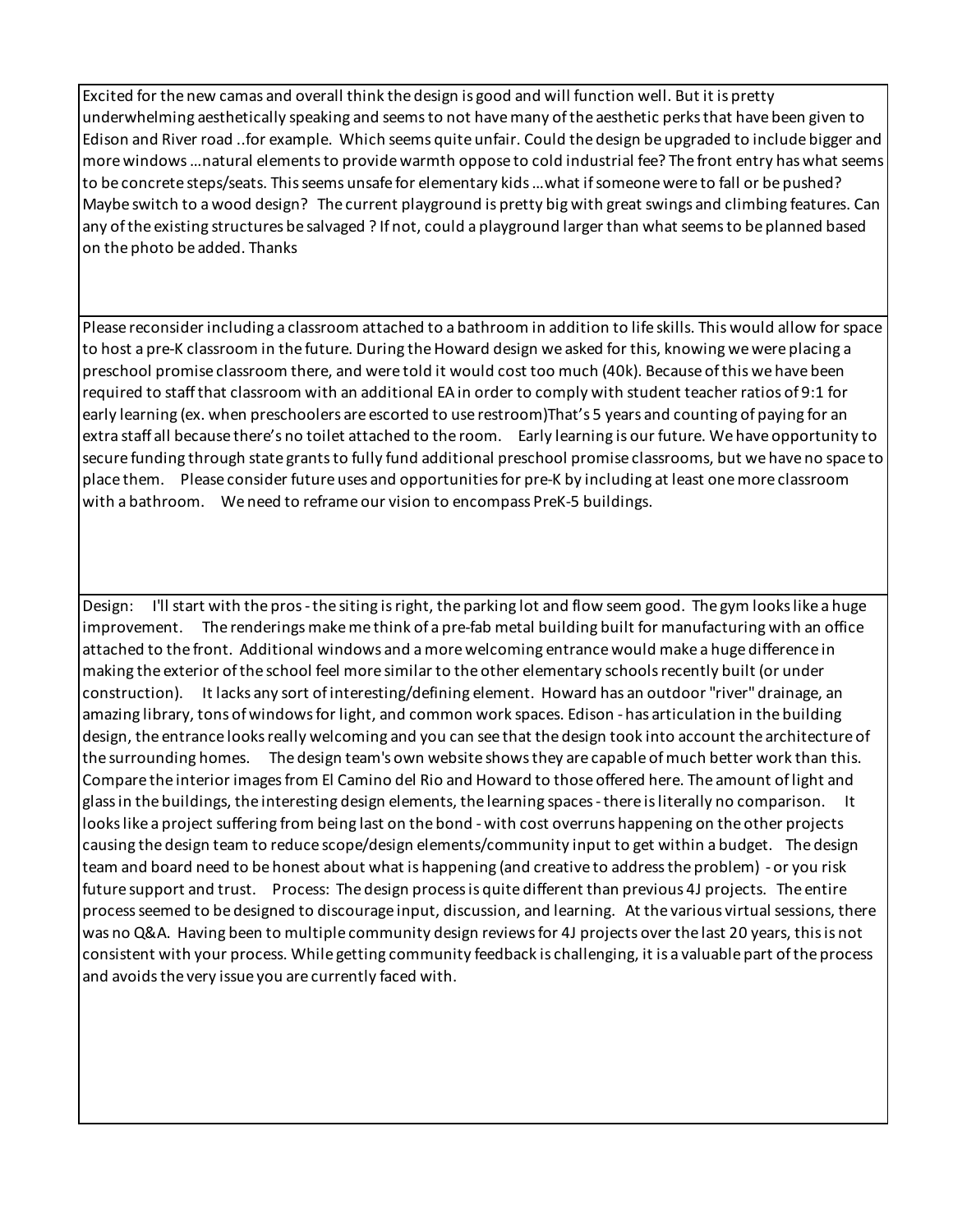| |
|---|
| Excited for the new camas and overall think the design is good and will function well. But it is pretty underwhelming aesthetically speaking and seems to not have many of the aesthetic perks that have been given to Edison and River road ..for example. Which seems quite unfair. Could the design be upgraded to include bigger and more windows …natural elements to provide warmth oppose to cold industrial fee? The front entry has what seems to be concrete steps/seats. This seems unsafe for elementary kids …what if someone were to fall or be pushed? Maybe switch to a wood design? The current playground is pretty big with great swings and climbing features. Can any of the existing structures be salvaged ? If not, could a playground larger than what seems to be planned based on the photo be added. Thanks |
| Please reconsider including a classroom attached to a bathroom in addition to life skills. This would allow for space to host a pre-K classroom in the future. During the Howard design we asked for this, knowing we were placing a preschool promise classroom there, and were told it would cost too much (40k). Because of this we have been required to staff that classroom with an additional EA in order to comply with student teacher ratios of 9:1 for early learning (ex. when preschoolers are escorted to use restroom)That's 5 years and counting of paying for an extra staff all because there's no toilet attached to the room. Early learning is our future. We have opportunity to secure funding through state grants to fully fund additional preschool promise classrooms, but we have no space to place them. Please consider future uses and opportunities for pre-K by including at least one more classroom with a bathroom. We need to reframe our vision to encompass PreK-5 buildings. |
| Design: I'll start with the pros - the siting is right, the parking lot and flow seem good. The gym looks like a huge improvement. The renderings make me think of a pre-fab metal building built for manufacturing with an office attached to the front. Additional windows and a more welcoming entrance would make a huge difference in making the exterior of the school feel more similar to the other elementary schools recently built (or under construction). It lacks any sort of interesting/defining element. Howard has an outdoor "river" drainage, an amazing library, tons of windows for light, and common work spaces. Edison - has articulation in the building design, the entrance looks really welcoming and you can see that the design took into account the architecture of the surrounding homes. The design team's own website shows they are capable of much better work than this. Compare the interior images from El Camino del Rio and Howard to those offered here. The amount of light and glass in the buildings, the interesting design elements, the learning spaces - there is literally no comparison. It looks like a project suffering from being last on the bond - with cost overruns happening on the other projects causing the design team to reduce scope/design elements/community input to get within a budget. The design team and board need to be honest about what is happening (and creative to address the problem) - or you risk future support and trust. Process: The design process is quite different than previous 4J projects. The entire process seemed to be designed to discourage input, discussion, and learning. At the various virtual sessions, there was no Q&A. Having been to multiple community design reviews for 4J projects over the last 20 years, this is not consistent with your process. While getting community feedback is challenging, it is a valuable part of the process and avoids the very issue you are currently faced with. |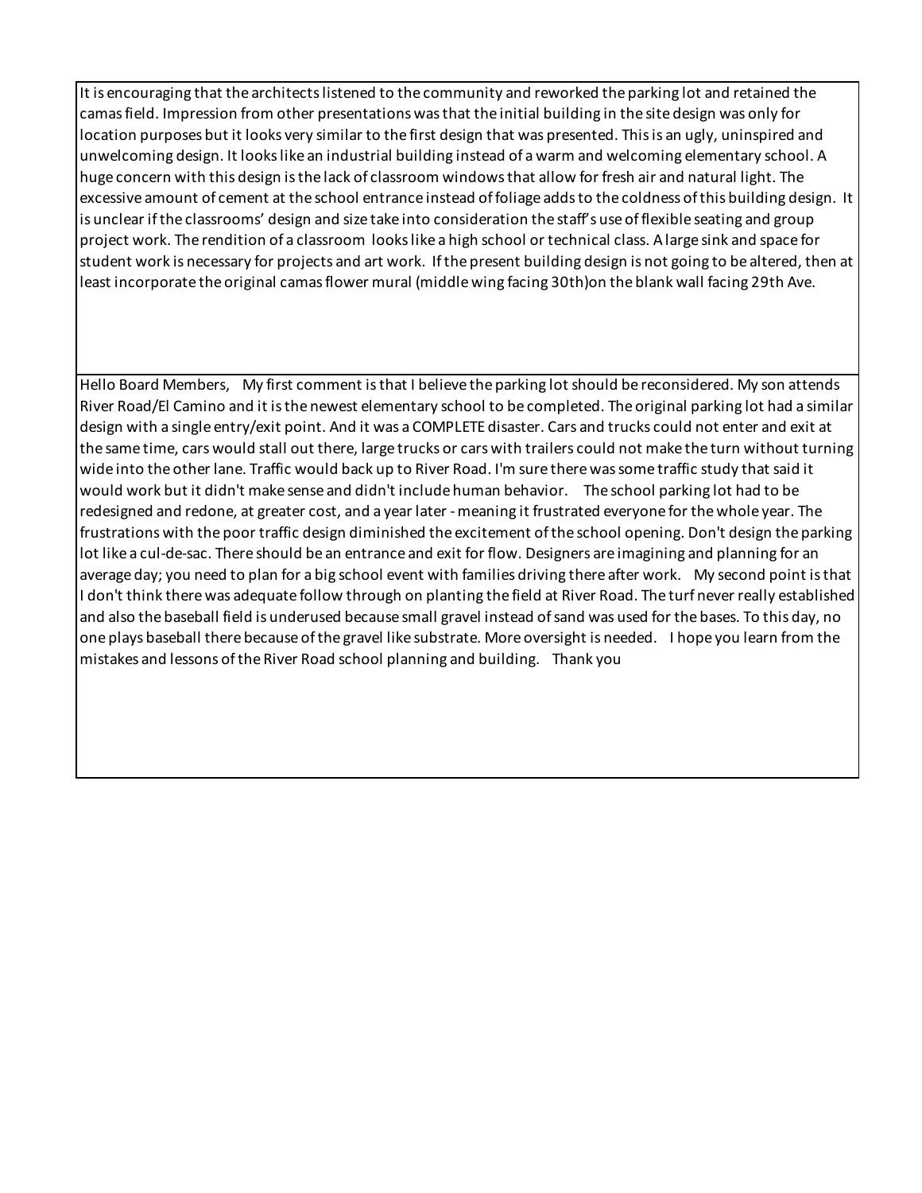It is encouraging that the architects listened to the community and reworked the parking lot and retained the camas field. Impression from other presentations was that the initial building in the site design was only for location purposes but it looks very similar to the first design that was presented. This is an ugly, uninspired and unwelcoming design. It looks like an industrial building instead of a warm and welcoming elementary school. A huge concern with this design is the lack of classroom windows that allow for fresh air and natural light. The excessive amount of cement at the school entrance instead of foliage adds to the coldness of this building design. It is unclear if the classrooms' design and size take into consideration the staff's use of flexible seating and group project work. The rendition of a classroom looks like a high school or technical class. A large sink and space for student work is necessary for projects and art work. If the present building design is not going to be altered, then at least incorporate the original camas flower mural (middle wing facing 30th)on the blank wall facing 29th Ave.

---

Hello Board Members, My first comment is that I believe the parking lot should be reconsidered. My son attends River Road/El Camino and it is the newest elementary school to be completed. The original parking lot had a similar design with a single entry/exit point. And it was a COMPLETE disaster. Cars and trucks could not enter and exit at the same time, cars would stall out there, large trucks or cars with trailers could not make the turn without turning wide into the other lane. Traffic would back up to River Road. I'm sure there was some traffic study that said it would work but it didn't make sense and didn't include human behavior. The school parking lot had to be redesigned and redone, at greater cost, and a year later - meaning it frustrated everyone for the whole year. The frustrations with the poor traffic design diminished the excitement of the school opening. Don't design the parking lot like a cul-de-sac. There should be an entrance and exit for flow. Designers are imagining and planning for an average day; you need to plan for a big school event with families driving there after work. My second point is that I don't think there was adequate follow through on planting the field at River Road. The turf never really established and also the baseball field is underused because small gravel instead of sand was used for the bases. To this day, no one plays baseball there because of the gravel like substrate. More oversight is needed. I hope you learn from the mistakes and lessons of the River Road school planning and building. Thank you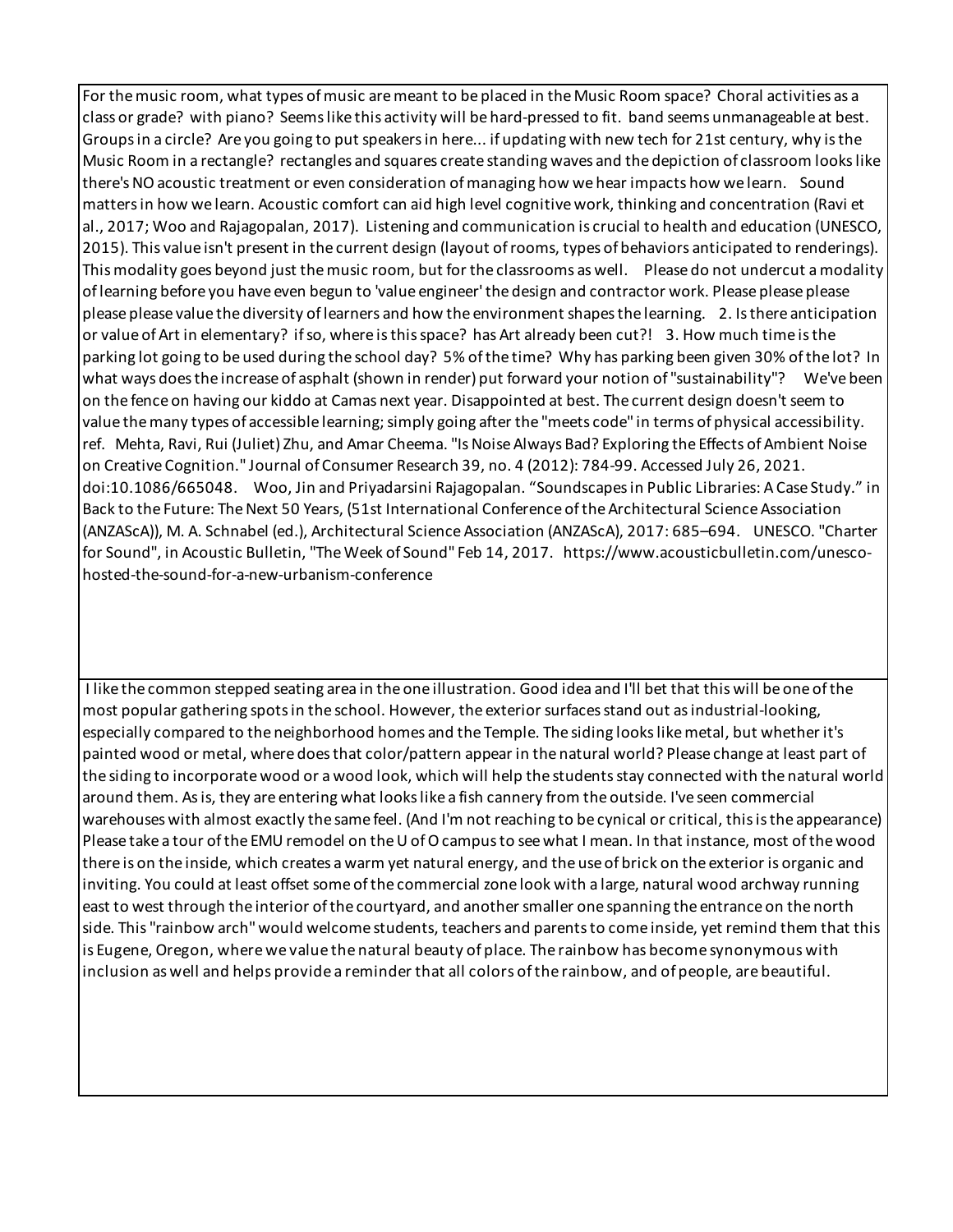For the music room, what types of music are meant to be placed in the Music Room space? Choral activities as a class or grade? with piano? Seems like this activity will be hard-pressed to fit. band seems unmanageable at best. Groups in a circle? Are you going to put speakers in here... if updating with new tech for 21st century, why is the Music Room in a rectangle? rectangles and squares create standing waves and the depiction of classroom looks like there's NO acoustic treatment or even consideration of managing how we hear impacts how we learn. Sound matters in how we learn. Acoustic comfort can aid high level cognitive work, thinking and concentration (Ravi et al., 2017; Woo and Rajagopalan, 2017). Listening and communication is crucial to health and education (UNESCO, 2015). This value isn't present in the current design (layout of rooms, types of behaviors anticipated to renderings). This modality goes beyond just the music room, but for the classrooms as well. Please do not undercut a modality of learning before you have even begun to 'value engineer' the design and contractor work. Please please please please please value the diversity of learners and how the environment shapes the learning. 2. Is there anticipation or value of Art in elementary? if so, where is this space? has Art already been cut?! 3. How much time is the parking lot going to be used during the school day? 5% of the time? Why has parking been given 30% of the lot? In what ways does the increase of asphalt (shown in render) put forward your notion of "sustainability"? We've been on the fence on having our kiddo at Camas next year. Disappointed at best. The current design doesn't seem to value the many types of accessible learning; simply going after the "meets code" in terms of physical accessibility. ref. Mehta, Ravi, Rui (Juliet) Zhu, and Amar Cheema. "Is Noise Always Bad? Exploring the Effects of Ambient Noise on Creative Cognition." Journal of Consumer Research 39, no. 4 (2012): 784-99. Accessed July 26, 2021. doi:10.1086/665048. Woo, Jin and Priyadarsini Rajagopalan. "Soundscapes in Public Libraries: A Case Study." in Back to the Future: The Next 50 Years, (51st International Conference of the Architectural Science Association (ANZAScA)), M. A. Schnabel (ed.), Architectural Science Association (ANZAScA), 2017: 685–694. UNESCO. "Charter for Sound", in Acoustic Bulletin, "The Week of Sound" Feb 14, 2017. https://www.acousticbulletin.com/unesco-hosted-the-sound-for-a-new-urbanism-conference

I like the common stepped seating area in the one illustration. Good idea and I'll bet that this will be one of the most popular gathering spots in the school. However, the exterior surfaces stand out as industrial-looking, especially compared to the neighborhood homes and the Temple. The siding looks like metal, but whether it's painted wood or metal, where does that color/pattern appear in the natural world? Please change at least part of the siding to incorporate wood or a wood look, which will help the students stay connected with the natural world around them. As is, they are entering what looks like a fish cannery from the outside. I've seen commercial warehouses with almost exactly the same feel. (And I'm not reaching to be cynical or critical, this is the appearance) Please take a tour of the EMU remodel on the U of O campus to see what I mean. In that instance, most of the wood there is on the inside, which creates a warm yet natural energy, and the use of brick on the exterior is organic and inviting. You could at least offset some of the commercial zone look with a large, natural wood archway running east to west through the interior of the courtyard, and another smaller one spanning the entrance on the north side. This "rainbow arch" would welcome students, teachers and parents to come inside, yet remind them that this is Eugene, Oregon, where we value the natural beauty of place. The rainbow has become synonymous with inclusion as well and helps provide a reminder that all colors of the rainbow, and of people, are beautiful.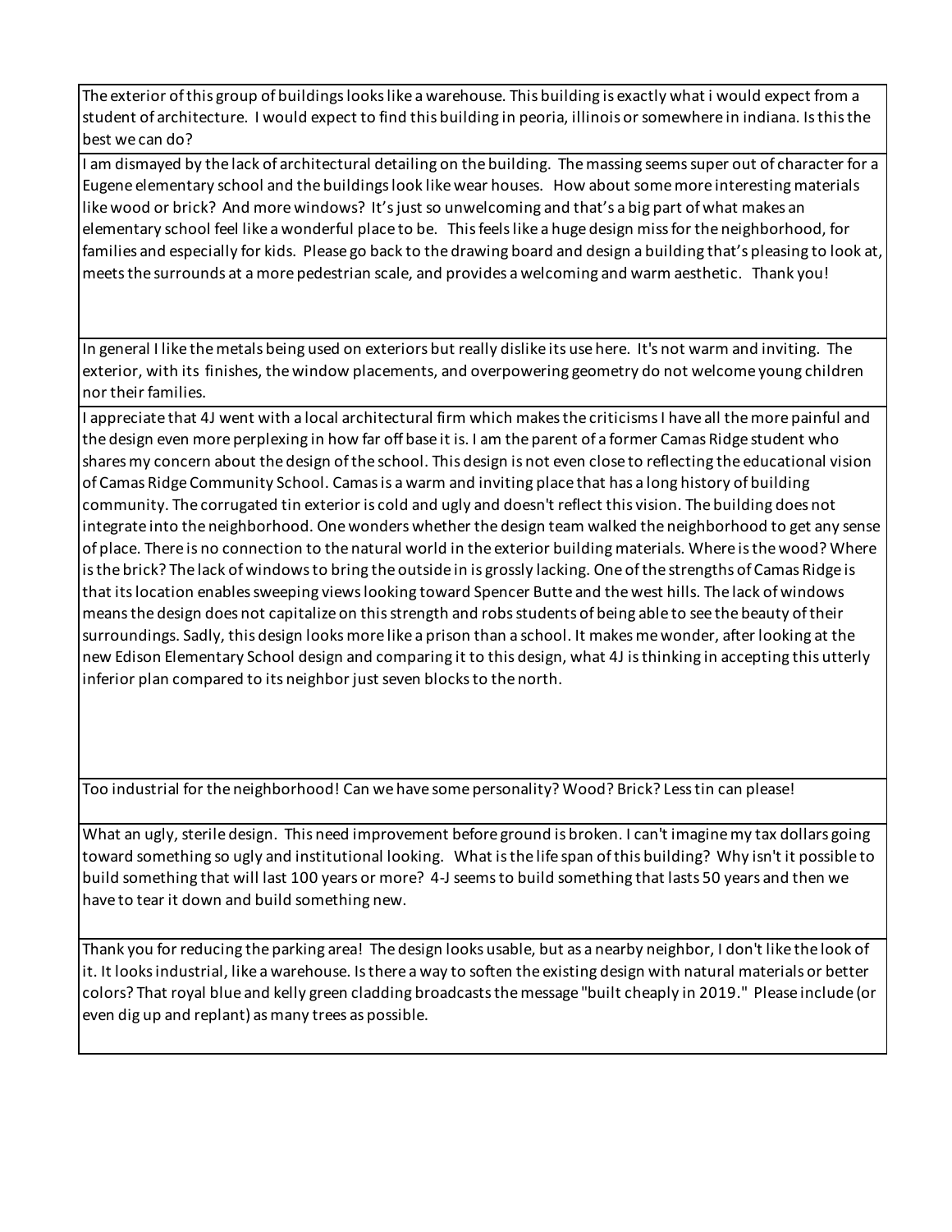| |
|---|
| The exterior of this group of buildings looks like a warehouse. This building is exactly what i would expect from a student of architecture. I would expect to find this building in peoria, illinois or somewhere in indiana. Is this the best we can do? |
| I am dismayed by the lack of architectural detailing on the building. The massing seems super out of character for a Eugene elementary school and the buildings look like wear houses. How about some more interesting materials like wood or brick? And more windows? It's just so unwelcoming and that's a big part of what makes an elementary school feel like a wonderful place to be. This feels like a huge design miss for the neighborhood, for families and especially for kids. Please go back to the drawing board and design a building that's pleasing to look at, meets the surrounds at a more pedestrian scale, and provides a welcoming and warm aesthetic. Thank you! |
| In general I like the metals being used on exteriors but really dislike its use here. It's not warm and inviting. The exterior, with its finishes, the window placements, and overpowering geometry do not welcome young children nor their families. |
| I appreciate that 4J went with a local architectural firm which makes the criticisms I have all the more painful and the design even more perplexing in how far off base it is. I am the parent of a former Camas Ridge student who shares my concern about the design of the school. This design is not even close to reflecting the educational vision of Camas Ridge Community School. Camas is a warm and inviting place that has a long history of building community. The corrugated tin exterior is cold and ugly and doesn't reflect this vision. The building does not integrate into the neighborhood. One wonders whether the design team walked the neighborhood to get any sense of place. There is no connection to the natural world in the exterior building materials. Where is the wood? Where is the brick? The lack of windows to bring the outside in is grossly lacking. One of the strengths of Camas Ridge is that its location enables sweeping views looking toward Spencer Butte and the west hills. The lack of windows means the design does not capitalize on this strength and robs students of being able to see the beauty of their surroundings. Sadly, this design looks more like a prison than a school. It makes me wonder, after looking at the new Edison Elementary School design and comparing it to this design, what 4J is thinking in accepting this utterly inferior plan compared to its neighbor just seven blocks to the north. |
| Too industrial for the neighborhood! Can we have some personality? Wood? Brick? Less tin can please! |
| What an ugly, sterile design. This need improvement before ground is broken. I can't imagine my tax dollars going toward something so ugly and institutional looking. What is the life span of this building? Why isn't it possible to build something that will last 100 years or more? 4-J seems to build something that lasts 50 years and then we have to tear it down and build something new. |
| Thank you for reducing the parking area! The design looks usable, but as a nearby neighbor, I don't like the look of it. It looks industrial, like a warehouse. Is there a way to soften the existing design with natural materials or better colors? That royal blue and kelly green cladding broadcasts the message "built cheaply in 2019." Please include (or even dig up and replant) as many trees as possible. |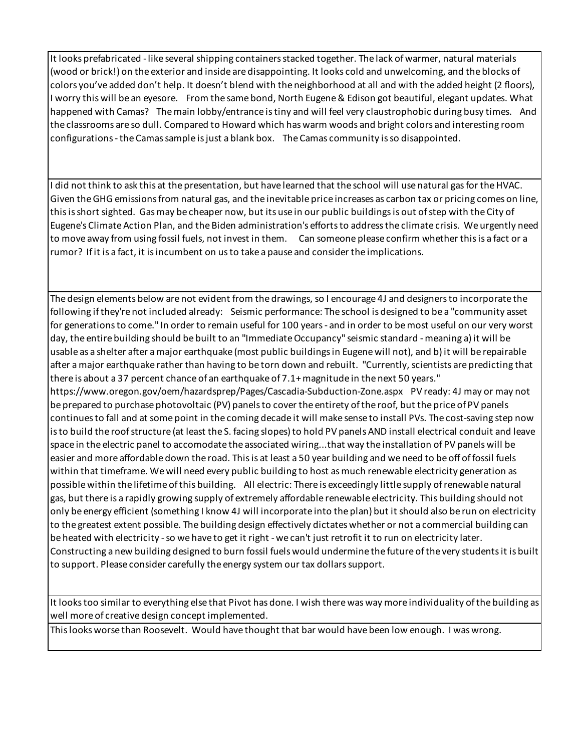| |
|---|
| It looks prefabricated - like several shipping containers stacked together. The lack of warmer, natural materials (wood or brick!) on the exterior and inside are disappointing. It looks cold and unwelcoming, and the blocks of colors you've added don't help. It doesn't blend with the neighborhood at all and with the added height (2 floors), I worry this will be an eyesore. From the same bond, North Eugene & Edison got beautiful, elegant updates. What happened with Camas? The main lobby/entrance is tiny and will feel very claustrophobic during busy times. And the classrooms are so dull. Compared to Howard which has warm woods and bright colors and interesting room configurations - the Camas sample is just a blank box. The Camas community is so disappointed. |
| I did not think to ask this at the presentation, but have learned that the school will use natural gas for the HVAC. Given the GHG emissions from natural gas, and the inevitable price increases as carbon tax or pricing comes on line, this is short sighted. Gas may be cheaper now, but its use in our public buildings is out of step with the City of Eugene's Climate Action Plan, and the Biden administration's efforts to address the climate crisis. We urgently need to move away from using fossil fuels, not invest in them. Can someone please confirm whether this is a fact or a rumor? If it is a fact, it is incumbent on us to take a pause and consider the implications. |
| The design elements below are not evident from the drawings, so I encourage 4J and designers to incorporate the following if they're not included already: Seismic performance: The school is designed to be a "community asset for generations to come." In order to remain useful for 100 years - and in order to be most useful on our very worst day, the entire building should be built to an "Immediate Occupancy" seismic standard - meaning a) it will be usable as a shelter after a major earthquake (most public buildings in Eugene will not), and b) it will be repairable after a major earthquake rather than having to be torn down and rebuilt. "Currently, scientists are predicting that there is about a 37 percent chance of an earthquake of 7.1+ magnitude in the next 50 years." https://www.oregon.gov/oem/hazardsprep/Pages/Cascadia-Subduction-Zone.aspx PV ready: 4J may or may not be prepared to purchase photovoltaic (PV) panels to cover the entirety of the roof, but the price of PV panels continues to fall and at some point in the coming decade it will make sense to install PVs. The cost-saving step now is to build the roof structure (at least the S. facing slopes) to hold PV panels AND install electrical conduit and leave space in the electric panel to accomodate the associated wiring...that way the installation of PV panels will be easier and more affordable down the road. This is at least a 50 year building and we need to be off of fossil fuels within that timeframe. We will need every public building to host as much renewable electricity generation as possible within the lifetime of this building. All electric: There is exceedingly little supply of renewable natural gas, but there is a rapidly growing supply of extremely affordable renewable electricity. This building should not only be energy efficient (something I know 4J will incorporate into the plan) but it should also be run on electricity to the greatest extent possible. The building design effectively dictates whether or not a commercial building can be heated with electricity - so we have to get it right - we can't just retrofit it to run on electricity later. Constructing a new building designed to burn fossil fuels would undermine the future of the very students it is built to support. Please consider carefully the energy system our tax dollars support. |
| It looks too similar to everything else that Pivot has done. I wish there was way more individuality of the building as well more of creative design concept implemented. |
| This looks worse than Roosevelt. Would have thought that bar would have been low enough. I was wrong. |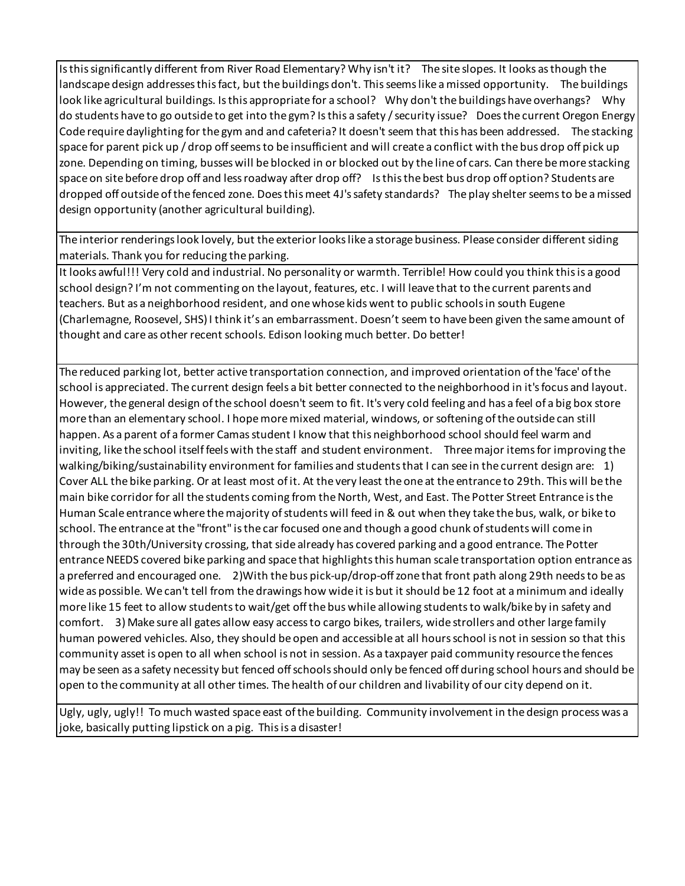| |
|---|
| Is this significantly different from River Road Elementary? Why isn't it? The site slopes. It looks as though the landscape design addresses this fact, but the buildings don't. This seems like a missed opportunity. The buildings look like agricultural buildings. Is this appropriate for a school? Why don't the buildings have overhangs? Why do students have to go outside to get into the gym? Is this a safety / security issue? Does the current Oregon Energy Code require daylighting for the gym and and cafeteria? It doesn't seem that this has been addressed. The stacking space for parent pick up / drop off seems to be insufficient and will create a conflict with the bus drop off pick up zone. Depending on timing, busses will be blocked in or blocked out by the line of cars. Can there be more stacking space on site before drop off and less roadway after drop off? Is this the best bus drop off option? Students are dropped off outside of the fenced zone. Does this meet 4J's safety standards? The play shelter seems to be a missed design opportunity (another agricultural building). |
| The interior renderings look lovely, but the exterior looks like a storage business. Please consider different siding materials. Thank you for reducing the parking. |
| It looks awful!!! Very cold and industrial. No personality or warmth. Terrible! How could you think this is a good school design? I'm not commenting on the layout, features, etc. I will leave that to the current parents and teachers. But as a neighborhood resident, and one whose kids went to public schools in south Eugene (Charlemagne, Roosevel, SHS) I think it's an embarrassment. Doesn't seem to have been given the same amount of thought and care as other recent schools. Edison looking much better. Do better! |
| The reduced parking lot, better active transportation connection, and improved orientation of the 'face' of the school is appreciated. The current design feels a bit better connected to the neighborhood in it's focus and layout. However, the general design of the school doesn't seem to fit. It's very cold feeling and has a feel of a big box store more than an elementary school. I hope more mixed material, windows, or softening of the outside can still happen. As a parent of a former Camas student I know that this neighborhood school should feel warm and inviting, like the school itself feels with the staff and student environment. Three major items for improving the walking/biking/sustainability environment for families and students that I can see in the current design are: 1) Cover ALL the bike parking. Or at least most of it. At the very least the one at the entrance to 29th. This will be the main bike corridor for all the students coming from the North, West, and East. The Potter Street Entrance is the Human Scale entrance where the majority of students will feed in & out when they take the bus, walk, or bike to school. The entrance at the "front" is the car focused one and though a good chunk of students will come in through the 30th/University crossing, that side already has covered parking and a good entrance. The Potter entrance NEEDS covered bike parking and space that highlights this human scale transportation option entrance as a preferred and encouraged one. 2)With the bus pick-up/drop-off zone that front path along 29th needs to be as wide as possible. We can't tell from the drawings how wide it is but it should be 12 foot at a minimum and ideally more like 15 feet to allow students to wait/get off the bus while allowing students to walk/bike by in safety and comfort. 3) Make sure all gates allow easy access to cargo bikes, trailers, wide strollers and other large family human powered vehicles. Also, they should be open and accessible at all hours school is not in session so that this community asset is open to all when school is not in session. As a taxpayer paid community resource the fences may be seen as a safety necessity but fenced off schools should only be fenced off during school hours and should be open to the community at all other times. The health of our children and livability of our city depend on it. |
| Ugly, ugly, ugly!! To much wasted space east of the building. Community involvement in the design process was a joke, basically putting lipstick on a pig. This is a disaster! |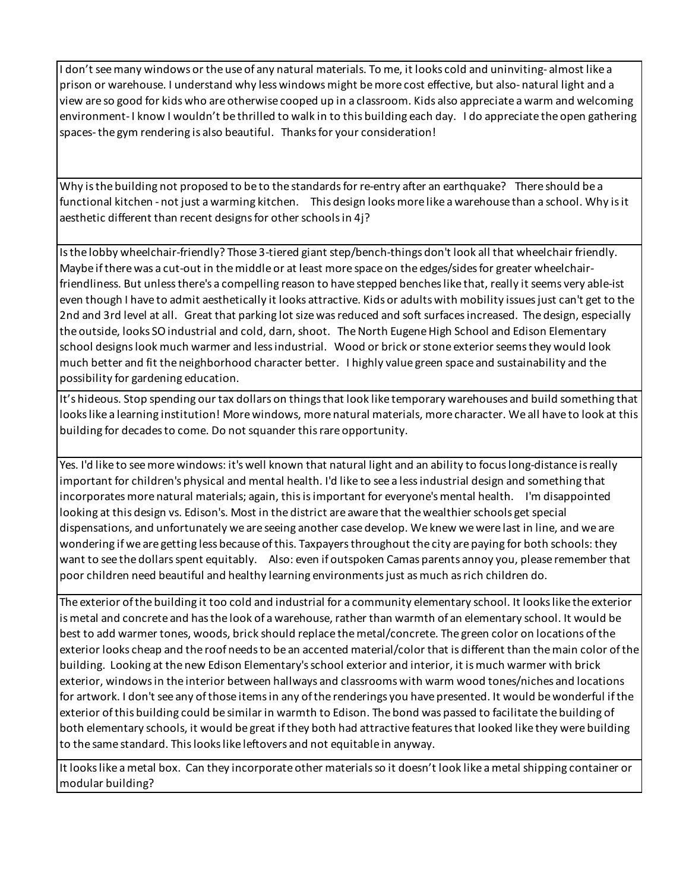| |
|---|
| I don't see many windows or the use of any natural materials. To me, it looks cold and uninviting- almost like a prison or warehouse. I understand why less windows might be more cost effective, but also- natural light and a view are so good for kids who are otherwise cooped up in a classroom. Kids also appreciate a warm and welcoming environment- I know I wouldn't be thrilled to walk in to this building each day. I do appreciate the open gathering spaces- the gym rendering is also beautiful. Thanks for your consideration! |
| Why is the building not proposed to be to the standards for re-entry after an earthquake? There should be a functional kitchen - not just a warming kitchen. This design looks more like a warehouse than a school. Why is it aesthetic different than recent designs for other schools in 4j? |
| Is the lobby wheelchair-friendly? Those 3-tiered giant step/bench-things don't look all that wheelchair friendly. Maybe if there was a cut-out in the middle or at least more space on the edges/sides for greater wheelchair-friendliness. But unless there's a compelling reason to have stepped benches like that, really it seems very able-ist even though I have to admit aesthetically it looks attractive. Kids or adults with mobility issues just can't get to the 2nd and 3rd level at all. Great that parking lot size was reduced and soft surfaces increased. The design, especially the outside, looks SO industrial and cold, darn, shoot. The North Eugene High School and Edison Elementary school designs look much warmer and less industrial. Wood or brick or stone exterior seems they would look much better and fit the neighborhood character better. I highly value green space and sustainability and the possibility for gardening education. |
| It's hideous. Stop spending our tax dollars on things that look like temporary warehouses and build something that looks like a learning institution! More windows, more natural materials, more character. We all have to look at this building for decades to come. Do not squander this rare opportunity. |
| Yes. I'd like to see more windows: it's well known that natural light and an ability to focus long-distance is really important for children's physical and mental health. I'd like to see a less industrial design and something that incorporates more natural materials; again, this is important for everyone's mental health. I'm disappointed looking at this design vs. Edison's. Most in the district are aware that the wealthier schools get special dispensations, and unfortunately we are seeing another case develop. We knew we were last in line, and we are wondering if we are getting less because of this. Taxpayers throughout the city are paying for both schools: they want to see the dollars spent equitably. Also: even if outspoken Camas parents annoy you, please remember that poor children need beautiful and healthy learning environments just as much as rich children do. |
| The exterior of the building it too cold and industrial for a community elementary school. It looks like the exterior is metal and concrete and has the look of a warehouse, rather than warmth of an elementary school. It would be best to add warmer tones, woods, brick should replace the metal/concrete. The green color on locations of the exterior looks cheap and the roof needs to be an accented material/color that is different than the main color of the building. Looking at the new Edison Elementary's school exterior and interior, it is much warmer with brick exterior, windows in the interior between hallways and classrooms with warm wood tones/niches and locations for artwork. I don't see any of those items in any of the renderings you have presented. It would be wonderful if the exterior of this building could be similar in warmth to Edison. The bond was passed to facilitate the building of both elementary schools, it would be great if they both had attractive features that looked like they were building to the same standard. This looks like leftovers and not equitable in anyway. |
| It looks like a metal box. Can they incorporate other materials so it doesn't look like a metal shipping container or modular building? |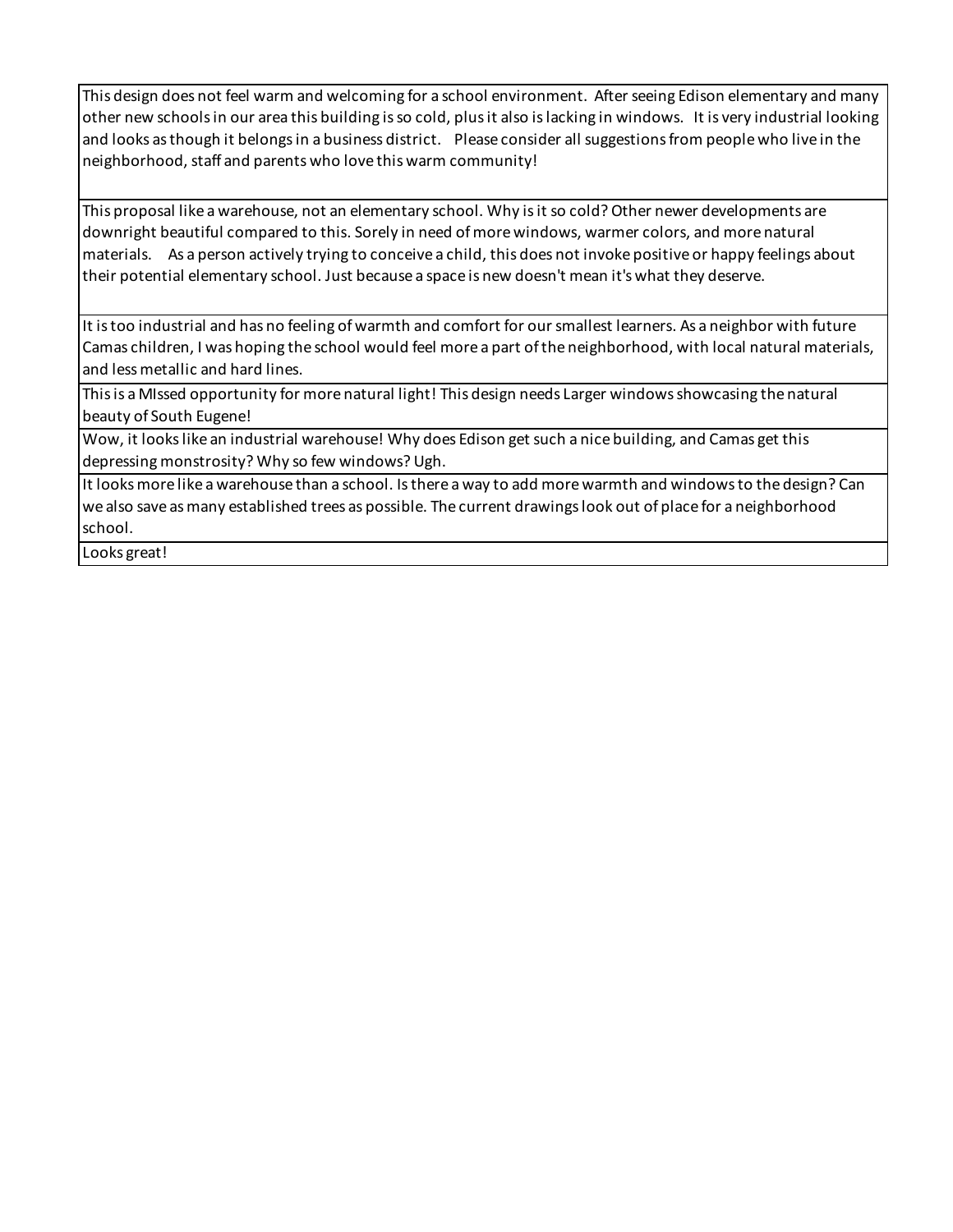| |
|---|
| This design does not feel warm and welcoming for a school environment.  After seeing Edison elementary and many other new schools in our area this building is so cold, plus it also is lacking in windows.   It is very industrial looking and looks as though it belongs in a business district.    Please consider all suggestions from people who live in the neighborhood, staff and parents who love this warm community! |
| This proposal like a warehouse, not an elementary school. Why is it so cold? Other newer developments are downright beautiful compared to this. Sorely in need of more windows, warmer colors, and more natural materials.    As a person actively trying to conceive a child, this does not invoke positive or happy feelings about their potential elementary school. Just because a space is new doesn't mean it's what they deserve. |
| It is too industrial and has no feeling of warmth and comfort for our smallest learners. As a neighbor with future Camas children, I was hoping the school would feel more a part of the neighborhood, with local natural materials, and less metallic and hard lines. |
| This is a MIssed opportunity for more natural light! This design needs Larger windows showcasing the natural beauty of South Eugene! |
| Wow, it looks like an industrial warehouse! Why does Edison get such a nice building, and Camas get this depressing monstrosity? Why so few windows? Ugh. |
| It looks more like a warehouse than a school. Is there a way to add more warmth and windows to the design? Can we also save as many established trees as possible. The current drawings look out of place for a neighborhood school. |
| Looks great! |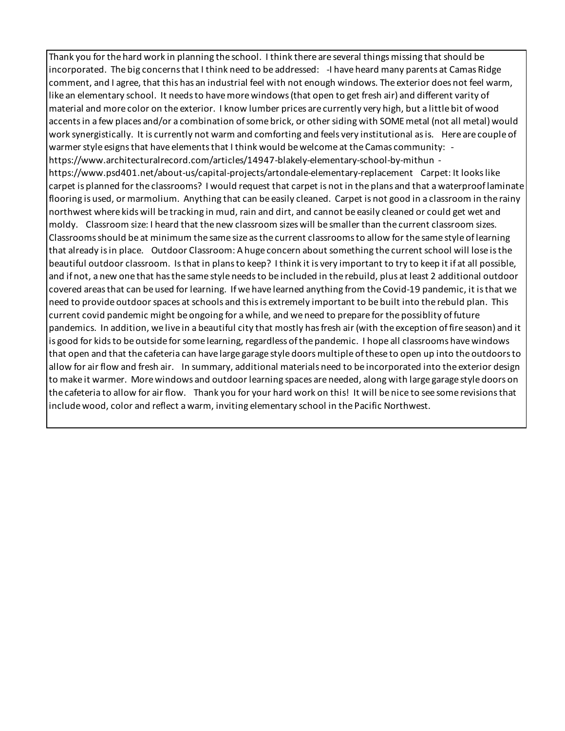Thank you for the hard work in planning the school. I think there are several things missing that should be incorporated. The big concerns that I think need to be addressed: -I have heard many parents at Camas Ridge comment, and I agree, that this has an industrial feel with not enough windows. The exterior does not feel warm, like an elementary school. It needs to have more windows (that open to get fresh air) and different varity of material and more color on the exterior. I know lumber prices are currently very high, but a little bit of wood accents in a few places and/or a combination of some brick, or other siding with SOME metal (not all metal) would work synergistically. It is currently not warm and comforting and feels very institutional as is. Here are couple of warmer style esigns that have elements that I think would be welcome at the Camas community: - https://www.architecturalrecord.com/articles/14947-blakely-elementary-school-by-mithun - https://www.psd401.net/about-us/capital-projects/artondale-elementary-replacement Carpet: It looks like carpet is planned for the classrooms? I would request that carpet is not in the plans and that a waterproof laminate flooring is used, or marmolium. Anything that can be easily cleaned. Carpet is not good in a classroom in the rainy northwest where kids will be tracking in mud, rain and dirt, and cannot be easily cleaned or could get wet and moldy. Classroom size: I heard that the new classroom sizes will be smaller than the current classroom sizes. Classrooms should be at minimum the same size as the current classrooms to allow for the same style of learning that already is in place. Outdoor Classroom: A huge concern about something the current school will lose is the beautiful outdoor classroom. Is that in plans to keep? I think it is very important to try to keep it if at all possible, and if not, a new one that has the same style needs to be included in the rebuild, plus at least 2 additional outdoor covered areas that can be used for learning. If we have learned anything from the Covid-19 pandemic, it is that we need to provide outdoor spaces at schools and this is extremely important to be built into the rebuld plan. This current covid pandemic might be ongoing for a while, and we need to prepare for the possiblity of future pandemics. In addition, we live in a beautiful city that mostly has fresh air (with the exception of fire season) and it is good for kids to be outside for some learning, regardless of the pandemic. I hope all classrooms have windows that open and that the cafeteria can have large garage style doors multiple of these to open up into the outdoors to allow for air flow and fresh air. In summary, additional materials need to be incorporated into the exterior design to make it warmer. More windows and outdoor learning spaces are needed, along with large garage style doors on the cafeteria to allow for air flow. Thank you for your hard work on this! It will be nice to see some revisions that include wood, color and reflect a warm, inviting elementary school in the Pacific Northwest.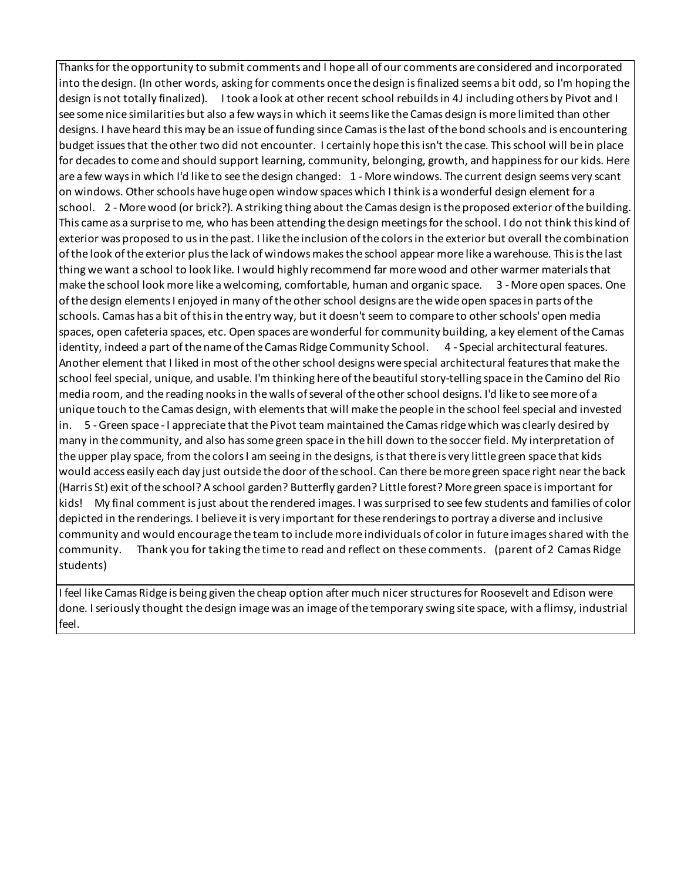| |
|---|
| Thanks for the opportunity to submit comments and I hope all of our comments are considered and incorporated into the design. (In other words, asking for comments once the design is finalized seems a bit odd, so I'm hoping the design is not totally finalized). I took a look at other recent school rebuilds in 4J including others by Pivot and I see some nice similarities but also a few ways in which it seems like the Camas design is more limited than other designs. I have heard this may be an issue of funding since Camas is the last of the bond schools and is encountering budget issues that the other two did not encounter. I certainly hope this isn't the case. This school will be in place for decades to come and should support learning, community, belonging, growth, and happiness for our kids. Here are a few ways in which I'd like to see the design changed: 1 - More windows. The current design seems very scant on windows. Other schools have huge open window spaces which I think is a wonderful design element for a school. 2 - More wood (or brick?). A striking thing about the Camas design is the proposed exterior of the building. This came as a surprise to me, who has been attending the design meetings for the school. I do not think this kind of exterior was proposed to us in the past. I like the inclusion of the colors in the exterior but overall the combination of the look of the exterior plus the lack of windows makes the school appear more like a warehouse. This is the last thing we want a school to look like. I would highly recommend far more wood and other warmer materials that make the school look more like a welcoming, comfortable, human and organic space. 3 - More open spaces. One of the design elements I enjoyed in many of the other school designs are the wide open spaces in parts of the schools. Camas has a bit of this in the entry way, but it doesn't seem to compare to other schools' open media spaces, open cafeteria spaces, etc. Open spaces are wonderful for community building, a key element of the Camas identity, indeed a part of the name of the Camas Ridge Community School. 4 - Special architectural features. Another element that I liked in most of the other school designs were special architectural features that make the school feel special, unique, and usable. I'm thinking here of the beautiful story-telling space in the Camino del Rio media room, and the reading nooks in the walls of several of the other school designs. I'd like to see more of a unique touch to the Camas design, with elements that will make the people in the school feel special and invested in. 5 - Green space - I appreciate that the Pivot team maintained the Camas ridge which was clearly desired by many in the community, and also has some green space in the hill down to the soccer field. My interpretation of the upper play space, from the colors I am seeing in the designs, is that there is very little green space that kids would access easily each day just outside the door of the school. Can there be more green space right near the back (Harris St) exit of the school? A school garden? Butterfly garden? Little forest? More green space is important for kids! My final comment is just about the rendered images. I was surprised to see few students and families of color depicted in the renderings. I believe it is very important for these renderings to portray a diverse and inclusive community and would encourage the team to include more individuals of color in future images shared with the community. Thank you for taking the time to read and reflect on these comments. (parent of 2 Camas Ridge students) |
| I feel like Camas Ridge is being given the cheap option after much nicer structures for Roosevelt and Edison were done. I seriously thought the design image was an image of the temporary swing site space, with a flimsy, industrial feel. |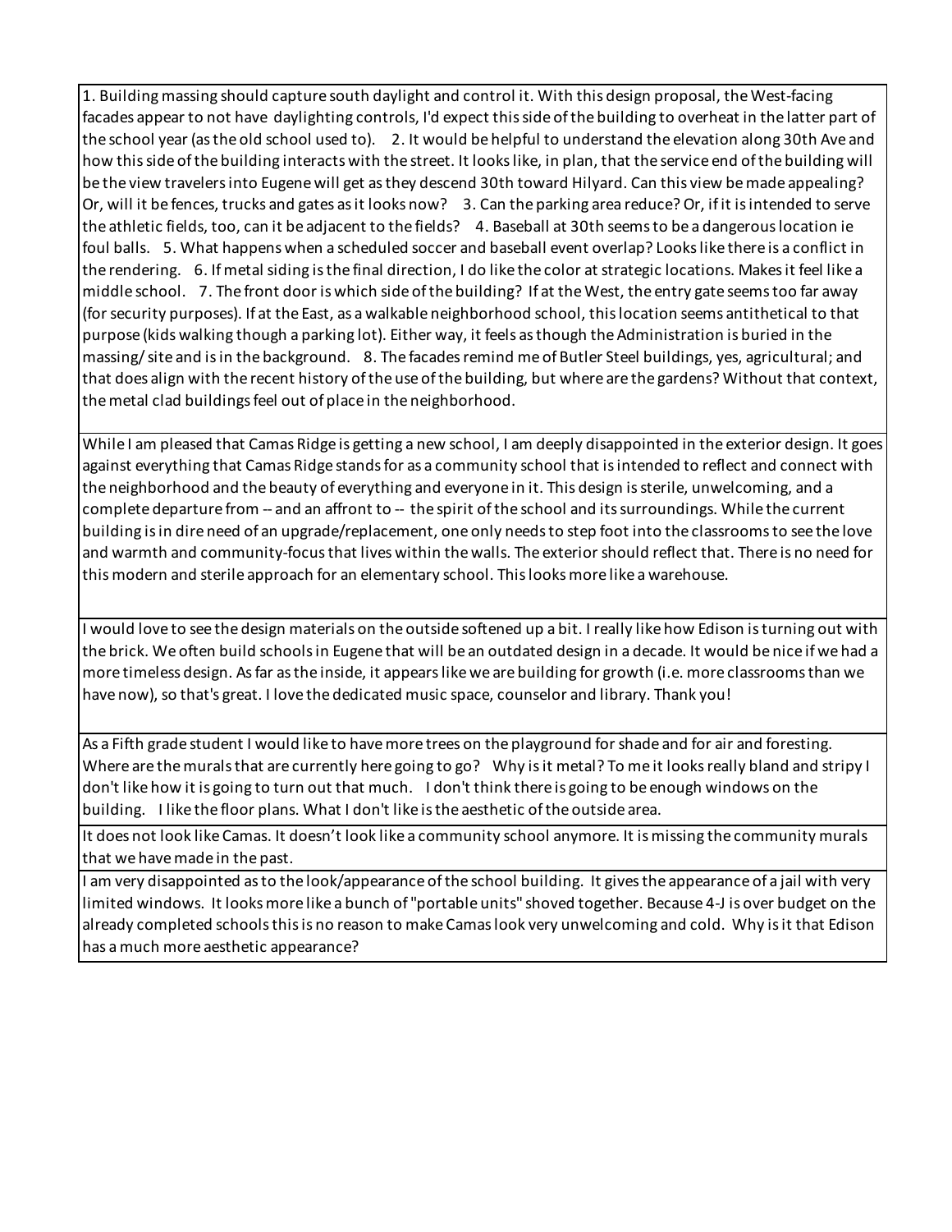| |
|---|
| 1. Building massing should capture south daylight and control it. With this design proposal, the West-facing facades appear to not have daylighting controls, I'd expect this side of the building to overheat in the latter part of the school year (as the old school used to). 2. It would be helpful to understand the elevation along 30th Ave and how this side of the building interacts with the street. It looks like, in plan, that the service end of the building will be the view travelers into Eugene will get as they descend 30th toward Hilyard. Can this view be made appealing? Or, will it be fences, trucks and gates as it looks now? 3. Can the parking area reduce? Or, if it is intended to serve the athletic fields, too, can it be adjacent to the fields? 4. Baseball at 30th seems to be a dangerous location ie foul balls. 5. What happens when a scheduled soccer and baseball event overlap? Looks like there is a conflict in the rendering. 6. If metal siding is the final direction, I do like the color at strategic locations. Makes it feel like a middle school. 7. The front door is which side of the building? If at the West, the entry gate seems too far away (for security purposes). If at the East, as a walkable neighborhood school, this location seems antithetical to that purpose (kids walking though a parking lot). Either way, it feels as though the Administration is buried in the massing/ site and is in the background. 8. The facades remind me of Butler Steel buildings, yes, agricultural; and that does align with the recent history of the use of the building, but where are the gardens? Without that context, the metal clad buildings feel out of place in the neighborhood. |
| While I am pleased that Camas Ridge is getting a new school, I am deeply disappointed in the exterior design. It goes against everything that Camas Ridge stands for as a community school that is intended to reflect and connect with the neighborhood and the beauty of everything and everyone in it. This design is sterile, unwelcoming, and a complete departure from -- and an affront to -- the spirit of the school and its surroundings. While the current building is in dire need of an upgrade/replacement, one only needs to step foot into the classrooms to see the love and warmth and community-focus that lives within the walls. The exterior should reflect that. There is no need for this modern and sterile approach for an elementary school. This looks more like a warehouse. |
| I would love to see the design materials on the outside softened up a bit. I really like how Edison is turning out with the brick. We often build schools in Eugene that will be an outdated design in a decade. It would be nice if we had a more timeless design. As far as the inside, it appears like we are building for growth (i.e. more classrooms than we have now), so that's great. I love the dedicated music space, counselor and library. Thank you! |
| As a Fifth grade student I would like to have more trees on the playground for shade and for air and foresting. Where are the murals that are currently here going to go? Why is it metal? To me it looks really bland and stripy I don't like how it is going to turn out that much. I don't think there is going to be enough windows on the building. I like the floor plans. What I don't like is the aesthetic of the outside area. |
| It does not look like Camas. It doesn't look like a community school anymore. It is missing the community murals that we have made in the past. |
| I am very disappointed as to the look/appearance of the school building. It gives the appearance of a jail with very limited windows. It looks more like a bunch of "portable units" shoved together. Because 4-J is over budget on the already completed schools this is no reason to make Camas look very unwelcoming and cold. Why is it that Edison has a much more aesthetic appearance? |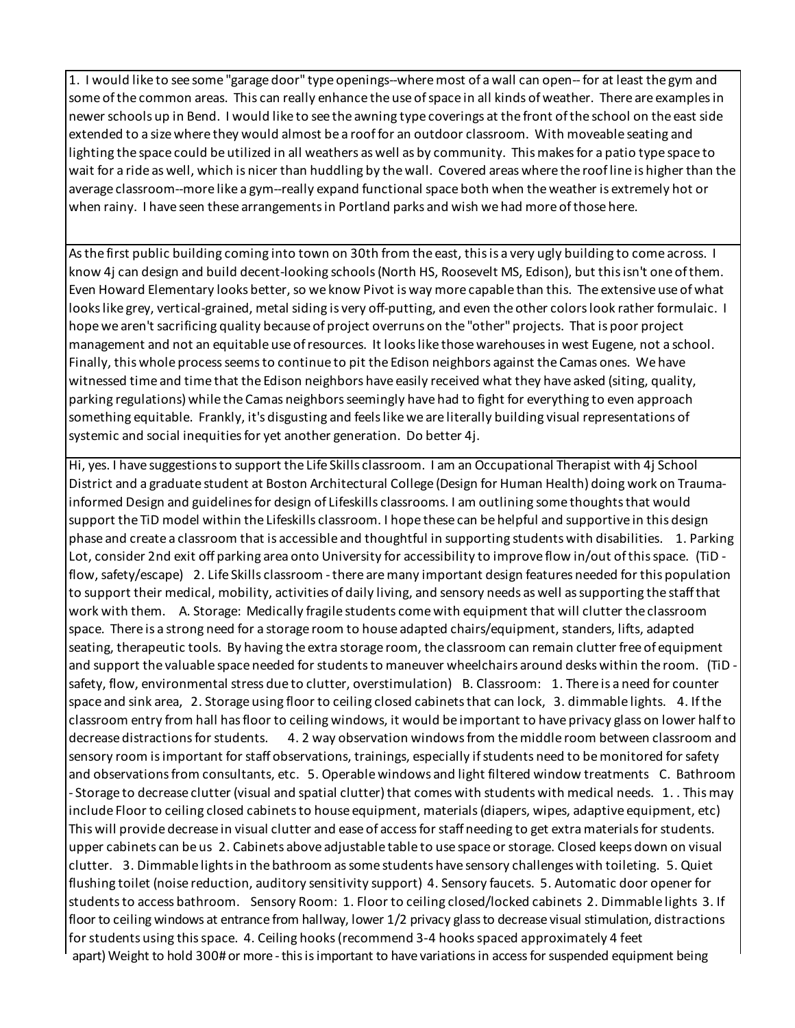1. I would like to see some "garage door" type openings--where most of a wall can open-- for at least the gym and some of the common areas. This can really enhance the use of space in all kinds of weather. There are examples in newer schools up in Bend. I would like to see the awning type coverings at the front of the school on the east side extended to a size where they would almost be a roof for an outdoor classroom. With moveable seating and lighting the space could be utilized in all weathers as well as by community. This makes for a patio type space to wait for a ride as well, which is nicer than huddling by the wall. Covered areas where the roof line is higher than the average classroom--more like a gym--really expand functional space both when the weather is extremely hot or when rainy. I have seen these arrangements in Portland parks and wish we had more of those here.

---

As the first public building coming into town on 30th from the east, this is a very ugly building to come across. I know 4j can design and build decent-looking schools (North HS, Roosevelt MS, Edison), but this isn't one of them. Even Howard Elementary looks better, so we know Pivot is way more capable than this. The extensive use of what looks like grey, vertical-grained, metal siding is very off-putting, and even the other colors look rather formulaic. I hope we aren't sacrificing quality because of project overruns on the "other" projects. That is poor project management and not an equitable use of resources. It looks like those warehouses in west Eugene, not a school. Finally, this whole process seems to continue to pit the Edison neighbors against the Camas ones. We have witnessed time and time that the Edison neighbors have easily received what they have asked (siting, quality, parking regulations) while the Camas neighbors seemingly have had to fight for everything to even approach something equitable. Frankly, it's disgusting and feels like we are literally building visual representations of systemic and social inequities for yet another generation. Do better 4j.

---

Hi, yes. I have suggestions to support the Life Skills classroom. I am an Occupational Therapist with 4j School District and a graduate student at Boston Architectural College (Design for Human Health) doing work on Trauma-informed Design and guidelines for design of Lifeskills classrooms. I am outlining some thoughts that would support the TiD model within the Lifeskills classroom. I hope these can be helpful and supportive in this design phase and create a classroom that is accessible and thoughtful in supporting students with disabilities. 1. Parking Lot, consider 2nd exit off parking area onto University for accessibility to improve flow in/out of this space. (TiD - flow, safety/escape) 2. Life Skills classroom - there are many important design features needed for this population to support their medical, mobility, activities of daily living, and sensory needs as well as supporting the staff that work with them. A. Storage: Medically fragile students come with equipment that will clutter the classroom space. There is a strong need for a storage room to house adapted chairs/equipment, standers, lifts, adapted seating, therapeutic tools. By having the extra storage room, the classroom can remain clutter free of equipment and support the valuable space needed for students to maneuver wheelchairs around desks within the room. (TiD - safety, flow, environmental stress due to clutter, overstimulation) B. Classroom: 1. There is a need for counter space and sink area, 2. Storage using floor to ceiling closed cabinets that can lock, 3. dimmable lights. 4. If the classroom entry from hall has floor to ceiling windows, it would be important to have privacy glass on lower half to decrease distractions for students. 4. 2 way observation windows from the middle room between classroom and sensory room is important for staff observations, trainings, especially if students need to be monitored for safety and observations from consultants, etc. 5. Operable windows and light filtered window treatments C. Bathroom - Storage to decrease clutter (visual and spatial clutter) that comes with students with medical needs. 1. . This may include Floor to ceiling closed cabinets to house equipment, materials (diapers, wipes, adaptive equipment, etc) This will provide decrease in visual clutter and ease of access for staff needing to get extra materials for students. upper cabinets can be us 2. Cabinets above adjustable table to use space or storage. Closed keeps down on visual clutter. 3. Dimmable lights in the bathroom as some students have sensory challenges with toileting. 5. Quiet flushing toilet (noise reduction, auditory sensitivity support) 4. Sensory faucets. 5. Automatic door opener for students to access bathroom. Sensory Room: 1. Floor to ceiling closed/locked cabinets 2. Dimmable lights 3. If floor to ceiling windows at entrance from hallway, lower 1/2 privacy glass to decrease visual stimulation, distractions for students using this space. 4. Ceiling hooks (recommend 3-4 hooks spaced approximately 4 feet apart) Weight to hold 300# or more - this is important to have variations in access for suspended equipment being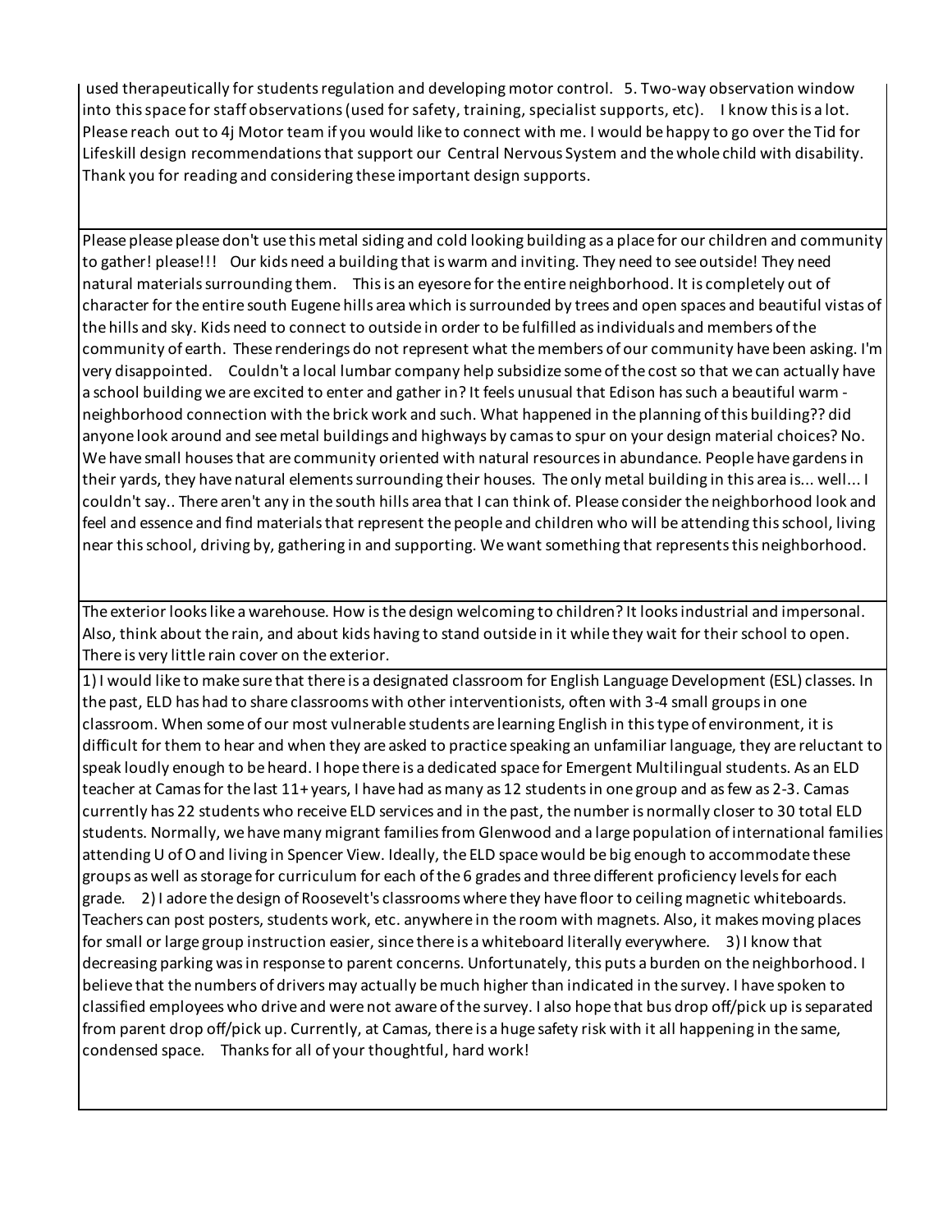used therapeutically for students regulation and developing motor control. 5. Two-way observation window into this space for staff observations (used for safety, training, specialist supports, etc). I know this is a lot. Please reach out to 4j Motor team if you would like to connect with me. I would be happy to go over the Tid for Lifeskill design recommendations that support our Central Nervous System and the whole child with disability. Thank you for reading and considering these important design supports.

---

Please please please don't use this metal siding and cold looking building as a place for our children and community to gather! please!!! Our kids need a building that is warm and inviting. They need to see outside! They need natural materials surrounding them. This is an eyesore for the entire neighborhood. It is completely out of character for the entire south Eugene hills area which is surrounded by trees and open spaces and beautiful vistas of the hills and sky. Kids need to connect to outside in order to be fulfilled as individuals and members of the community of earth. These renderings do not represent what the members of our community have been asking. I'm very disappointed. Couldn't a local lumbar company help subsidize some of the cost so that we can actually have a school building we are excited to enter and gather in? It feels unusual that Edison has such a beautiful warm - neighborhood connection with the brick work and such. What happened in the planning of this building?? did anyone look around and see metal buildings and highways by camas to spur on your design material choices? No. We have small houses that are community oriented with natural resources in abundance. People have gardens in their yards, they have natural elements surrounding their houses. The only metal building in this area is... well... I couldn't say.. There aren't any in the south hills area that I can think of. Please consider the neighborhood look and feel and essence and find materials that represent the people and children who will be attending this school, living near this school, driving by, gathering in and supporting. We want something that represents this neighborhood.

---

The exterior looks like a warehouse. How is the design welcoming to children? It looks industrial and impersonal. Also, think about the rain, and about kids having to stand outside in it while they wait for their school to open. There is very little rain cover on the exterior.

---

1) I would like to make sure that there is a designated classroom for English Language Development (ESL) classes. In the past, ELD has had to share classrooms with other interventionists, often with 3-4 small groups in one classroom. When some of our most vulnerable students are learning English in this type of environment, it is difficult for them to hear and when they are asked to practice speaking an unfamiliar language, they are reluctant to speak loudly enough to be heard. I hope there is a dedicated space for Emergent Multilingual students. As an ELD teacher at Camas for the last 11+ years, I have had as many as 12 students in one group and as few as 2-3. Camas currently has 22 students who receive ELD services and in the past, the number is normally closer to 30 total ELD students. Normally, we have many migrant families from Glenwood and a large population of international families attending U of O and living in Spencer View. Ideally, the ELD space would be big enough to accommodate these groups as well as storage for curriculum for each of the 6 grades and three different proficiency levels for each grade. 2) I adore the design of Roosevelt's classrooms where they have floor to ceiling magnetic whiteboards. Teachers can post posters, students work, etc. anywhere in the room with magnets. Also, it makes moving places for small or large group instruction easier, since there is a whiteboard literally everywhere. 3) I know that decreasing parking was in response to parent concerns. Unfortunately, this puts a burden on the neighborhood. I believe that the numbers of drivers may actually be much higher than indicated in the survey. I have spoken to classified employees who drive and were not aware of the survey. I also hope that bus drop off/pick up is separated from parent drop off/pick up. Currently, at Camas, there is a huge safety risk with it all happening in the same, condensed space. Thanks for all of your thoughtful, hard work!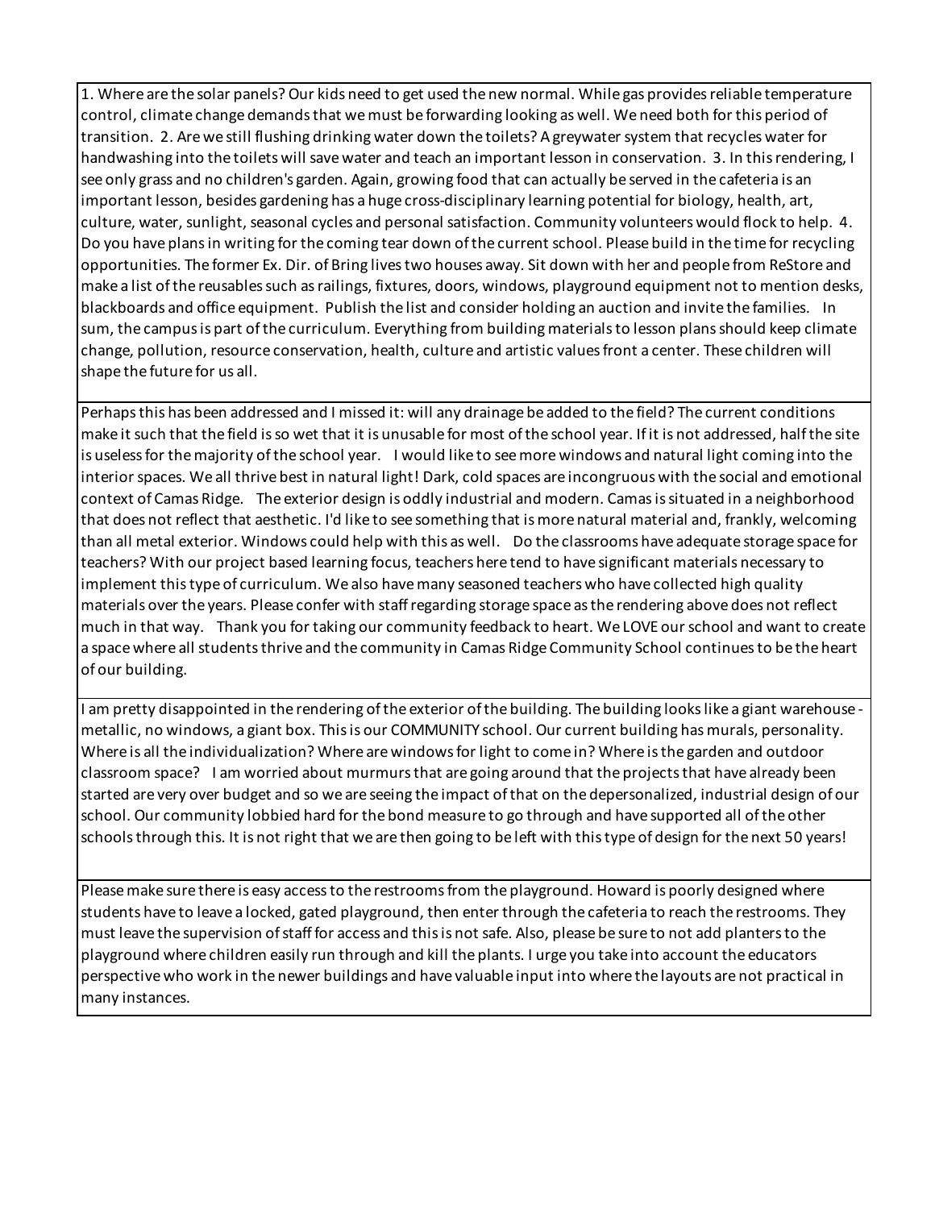| |
|---|
| 1. Where are the solar panels? Our kids need to get used the new normal. While gas provides reliable temperature control, climate change demands that we must be forwarding looking as well. We need both for this period of transition. 2. Are we still flushing drinking water down the toilets? A greywater system that recycles water for handwashing into the toilets will save water and teach an important lesson in conservation. 3. In this rendering, I see only grass and no children's garden. Again, growing food that can actually be served in the cafeteria is an important lesson, besides gardening has a huge cross-disciplinary learning potential for biology, health, art, culture, water, sunlight, seasonal cycles and personal satisfaction. Community volunteers would flock to help. 4. Do you have plans in writing for the coming tear down of the current school. Please build in the time for recycling opportunities. The former Ex. Dir. of Bring lives two houses away. Sit down with her and people from ReStore and make a list of the reusables such as railings, fixtures, doors, windows, playground equipment not to mention desks, blackboards and office equipment. Publish the list and consider holding an auction and invite the families. In sum, the campus is part of the curriculum. Everything from building materials to lesson plans should keep climate change, pollution, resource conservation, health, culture and artistic values front a center. These children will shape the future for us all. |
| Perhaps this has been addressed and I missed it: will any drainage be added to the field? The current conditions make it such that the field is so wet that it is unusable for most of the school year. If it is not addressed, half the site is useless for the majority of the school year. I would like to see more windows and natural light coming into the interior spaces. We all thrive best in natural light! Dark, cold spaces are incongruous with the social and emotional context of Camas Ridge. The exterior design is oddly industrial and modern. Camas is situated in a neighborhood that does not reflect that aesthetic. I'd like to see something that is more natural material and, frankly, welcoming than all metal exterior. Windows could help with this as well. Do the classrooms have adequate storage space for teachers? With our project based learning focus, teachers here tend to have significant materials necessary to implement this type of curriculum. We also have many seasoned teachers who have collected high quality materials over the years. Please confer with staff regarding storage space as the rendering above does not reflect much in that way. Thank you for taking our community feedback to heart. We LOVE our school and want to create a space where all students thrive and the community in Camas Ridge Community School continues to be the heart of our building. |
| I am pretty disappointed in the rendering of the exterior of the building. The building looks like a giant warehouse - metallic, no windows, a giant box. This is our COMMUNITY school. Our current building has murals, personality. Where is all the individualization? Where are windows for light to come in? Where is the garden and outdoor classroom space? I am worried about murmurs that are going around that the projects that have already been started are very over budget and so we are seeing the impact of that on the depersonalized, industrial design of our school. Our community lobbied hard for the bond measure to go through and have supported all of the other schools through this. It is not right that we are then going to be left with this type of design for the next 50 years! |
| Please make sure there is easy access to the restrooms from the playground. Howard is poorly designed where students have to leave a locked, gated playground, then enter through the cafeteria to reach the restrooms. They must leave the supervision of staff for access and this is not safe. Also, please be sure to not add planters to the playground where children easily run through and kill the plants. I urge you take into account the educators perspective who work in the newer buildings and have valuable input into where the layouts are not practical in many instances. |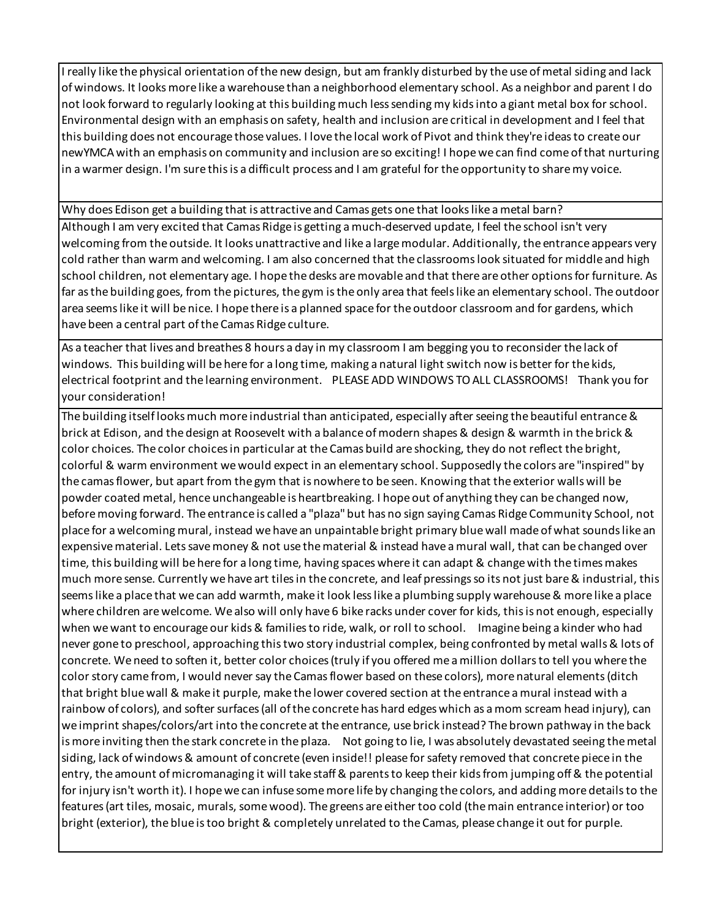| |
|---|
| I really like the physical orientation of the new design, but am frankly disturbed by the use of metal siding and lack of windows. It looks more like a warehouse than a neighborhood elementary school. As a neighbor and parent I do not look forward to regularly looking at this building much less sending my kids into a giant metal box for school. Environmental design with an emphasis on safety, health and inclusion are critical in development and I feel that this building does not encourage those values. I love the local work of Pivot and think they're ideas to create our newYMCA with an emphasis on community and inclusion are so exciting! I hope we can find come of that nurturing in a warmer design. I'm sure this is a difficult process and I am grateful for the opportunity to share my voice. |
| Why does Edison get a building that is attractive and Camas gets one that looks like a metal barn? |
| Although I am very excited that Camas Ridge is getting a much-deserved update, I feel the school isn't very welcoming from the outside. It looks unattractive and like a large modular. Additionally, the entrance appears very cold rather than warm and welcoming. I am also concerned that the classrooms look situated for middle and high school children, not elementary age. I hope the desks are movable and that there are other options for furniture. As far as the building goes, from the pictures, the gym is the only area that feels like an elementary school. The outdoor area seems like it will be nice. I hope there is a planned space for the outdoor classroom and for gardens, which have been a central part of the Camas Ridge culture. |
| As a teacher that lives and breathes 8 hours a day in my classroom I am begging you to reconsider the lack of windows. This building will be here for a long time, making a natural light switch now is better for the kids, electrical footprint and the learning environment. PLEASE ADD WINDOWS TO ALL CLASSROOMS! Thank you for your consideration! |
| The building itself looks much more industrial than anticipated, especially after seeing the beautiful entrance & brick at Edison, and the design at Roosevelt with a balance of modern shapes & design & warmth in the brick & color choices. The color choices in particular at the Camas build are shocking, they do not reflect the bright, colorful & warm environment we would expect in an elementary school. Supposedly the colors are "inspired" by the camas flower, but apart from the gym that is nowhere to be seen. Knowing that the exterior walls will be powder coated metal, hence unchangeable is heartbreaking. I hope out of anything they can be changed now, before moving forward. The entrance is called a "plaza" but has no sign saying Camas Ridge Community School, not place for a welcoming mural, instead we have an unpaintable bright primary blue wall made of what sounds like an expensive material. Lets save money & not use the material & instead have a mural wall, that can be changed over time, this building will be here for a long time, having spaces where it can adapt & change with the times makes much more sense. Currently we have art tiles in the concrete, and leaf pressings so its not just bare & industrial, this seems like a place that we can add warmth, make it look less like a plumbing supply warehouse & more like a place where children are welcome. We also will only have 6 bike racks under cover for kids, this is not enough, especially when we want to encourage our kids & families to ride, walk, or roll to school. Imagine being a kinder who had never gone to preschool, approaching this two story industrial complex, being confronted by metal walls & lots of concrete. We need to soften it, better color choices (truly if you offered me a million dollars to tell you where the color story came from, I would never say the Camas flower based on these colors), more natural elements (ditch that bright blue wall & make it purple, make the lower covered section at the entrance a mural instead with a rainbow of colors), and softer surfaces (all of the concrete has hard edges which as a mom scream head injury), can we imprint shapes/colors/art into the concrete at the entrance, use brick instead? The brown pathway in the back is more inviting then the stark concrete in the plaza. Not going to lie, I was absolutely devastated seeing the metal siding, lack of windows & amount of concrete (even inside!! please for safety removed that concrete piece in the entry, the amount of micromanaging it will take staff & parents to keep their kids from jumping off & the potential for injury isn't worth it). I hope we can infuse some more life by changing the colors, and adding more details to the features (art tiles, mosaic, murals, some wood). The greens are either too cold (the main entrance interior) or too bright (exterior), the blue is too bright & completely unrelated to the Camas, please change it out for purple. |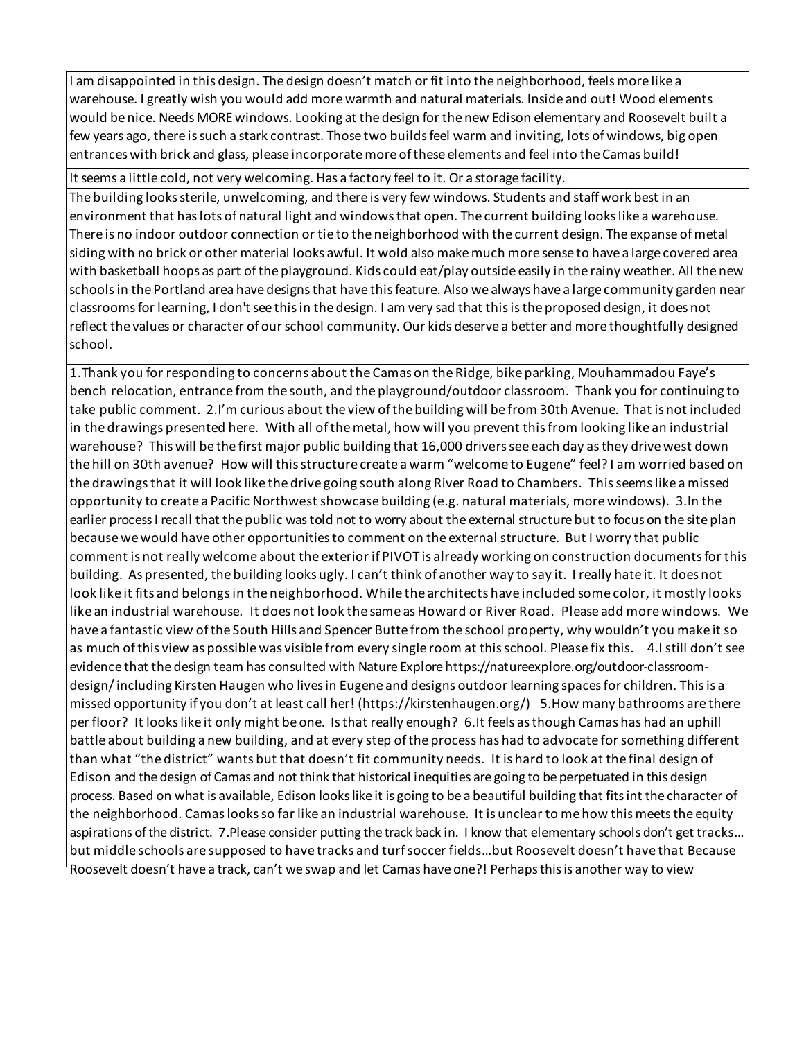| |
|---|
| I am disappointed in this design. The design doesn't match or fit into the neighborhood, feels more like a warehouse. I greatly wish you would add more warmth and natural materials. Inside and out! Wood elements would be nice. Needs MORE windows. Looking at the design for the new Edison elementary and Roosevelt built a few years ago, there is such a stark contrast. Those two builds feel warm and inviting, lots of windows, big open entrances with brick and glass, please incorporate more of these elements and feel into the Camas build! |
| It seems a little cold, not very welcoming. Has a factory feel to it. Or a storage facility. |
| The building looks sterile, unwelcoming, and there is very few windows. Students and staff work best in an environment that has lots of natural light and windows that open. The current building looks like a warehouse. There is no indoor outdoor connection or tie to the neighborhood with the current design. The expanse of metal siding with no brick or other material looks awful. It wold also make much more sense to have a large covered area with basketball hoops as part of the playground. Kids could eat/play outside easily in the rainy weather. All the new schools in the Portland area have designs that have this feature. Also we always have a large community garden near classrooms for learning, I don't see this in the design. I am very sad that this is the proposed design, it does not reflect the values or character of our school community. Our kids deserve a better and more thoughtfully designed school. |
| 1.Thank you for responding to concerns about the Camas on the Ridge, bike parking, Mouhammadou Faye's bench relocation, entrance from the south, and the playground/outdoor classroom. Thank you for continuing to take public comment. 2.I'm curious about the view of the building will be from 30th Avenue. That is not included in the drawings presented here. With all of the metal, how will you prevent this from looking like an industrial warehouse? This will be the first major public building that 16,000 drivers see each day as they drive west down the hill on 30th avenue? How will this structure create a warm "welcome to Eugene" feel? I am worried based on the drawings that it will look like the drive going south along River Road to Chambers. This seems like a missed opportunity to create a Pacific Northwest showcase building (e.g. natural materials, more windows). 3.In the earlier process I recall that the public was told not to worry about the external structure but to focus on the site plan because we would have other opportunities to comment on the external structure. But I worry that public comment is not really welcome about the exterior if PIVOT is already working on construction documents for this building. As presented, the building looks ugly. I can't think of another way to say it. I really hate it. It does not look like it fits and belongs in the neighborhood. While the architects have included some color, it mostly looks like an industrial warehouse. It does not look the same as Howard or River Road. Please add more windows. We have a fantastic view of the South Hills and Spencer Butte from the school property, why wouldn't you make it so as much of this view as possible was visible from every single room at this school. Please fix this. 4.I still don't see evidence that the design team has consulted with Nature Explore https://natureexplore.org/outdoor-classroom-design/ including Kirsten Haugen who lives in Eugene and designs outdoor learning spaces for children. This is a missed opportunity if you don't at least call her! (https://kirstenhaugen.org/) 5.How many bathrooms are there per floor? It looks like it only might be one. Is that really enough? 6.It feels as though Camas has had an uphill battle about building a new building, and at every step of the process has had to advocate for something different than what "the district" wants but that doesn't fit community needs. It is hard to look at the final design of Edison and the design of Camas and not think that historical inequities are going to be perpetuated in this design process. Based on what is available, Edison looks like it is going to be a beautiful building that fits int the character of the neighborhood. Camas looks so far like an industrial warehouse. It is unclear to me how this meets the equity aspirations of the district. 7.Please consider putting the track back in. I know that elementary schools don't get tracks… but middle schools are supposed to have tracks and turf soccer fields…but Roosevelt doesn't have that Because Roosevelt doesn't have a track, can't we swap and let Camas have one?! Perhaps this is another way to view |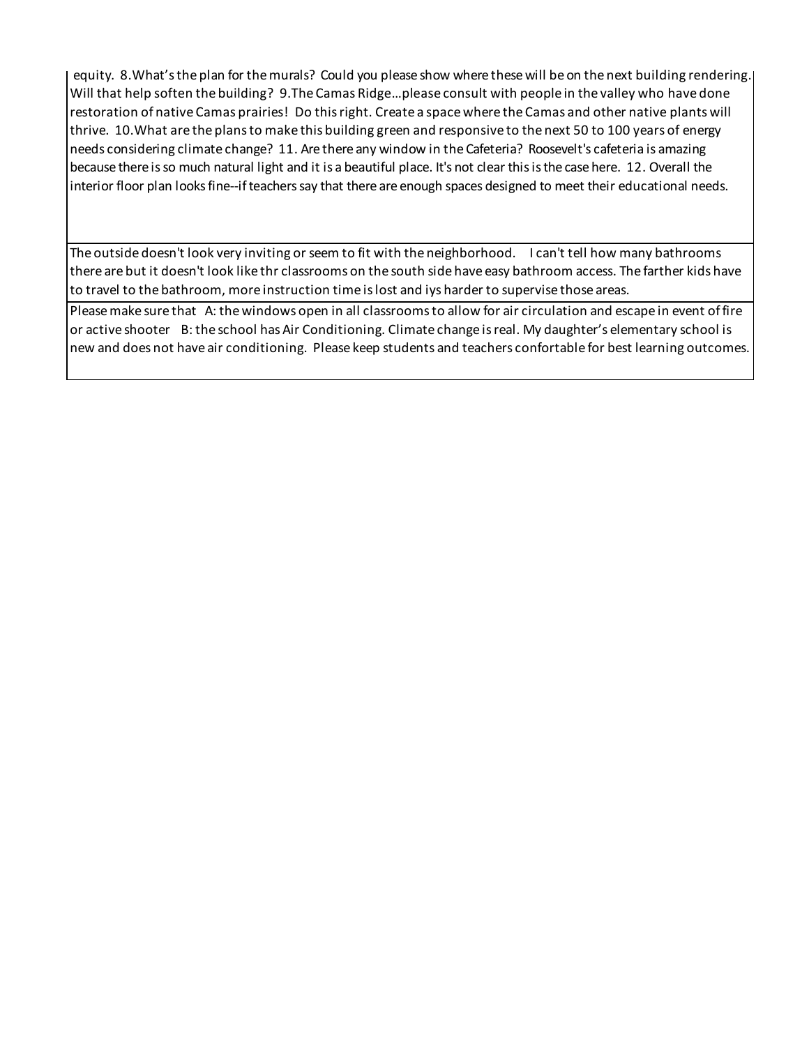| |
|---|
| equity. 8.What's the plan for the murals? Could you please show where these will be on the next building rendering. Will that help soften the building? 9.The Camas Ridge...please consult with people in the valley who have done restoration of native Camas prairies! Do this right. Create a space where the Camas and other native plants will thrive. 10.What are the plans to make this building green and responsive to the next 50 to 100 years of energy needs considering climate change? 11. Are there any window in the Cafeteria? Roosevelt's cafeteria is amazing because there is so much natural light and it is a beautiful place. It's not clear this is the case here. 12. Overall the interior floor plan looks fine--if teachers say that there are enough spaces designed to meet their educational needs. |
| The outside doesn't look very inviting or seem to fit with the neighborhood. I can't tell how many bathrooms there are but it doesn't look like thr classrooms on the south side have easy bathroom access. The farther kids have to travel to the bathroom, more instruction time is lost and iys harder to supervise those areas. |
| Please make sure that A: the windows open in all classrooms to allow for air circulation and escape in event of fire or active shooter B: the school has Air Conditioning. Climate change is real. My daughter's elementary school is new and does not have air conditioning. Please keep students and teachers confortable for best learning outcomes. |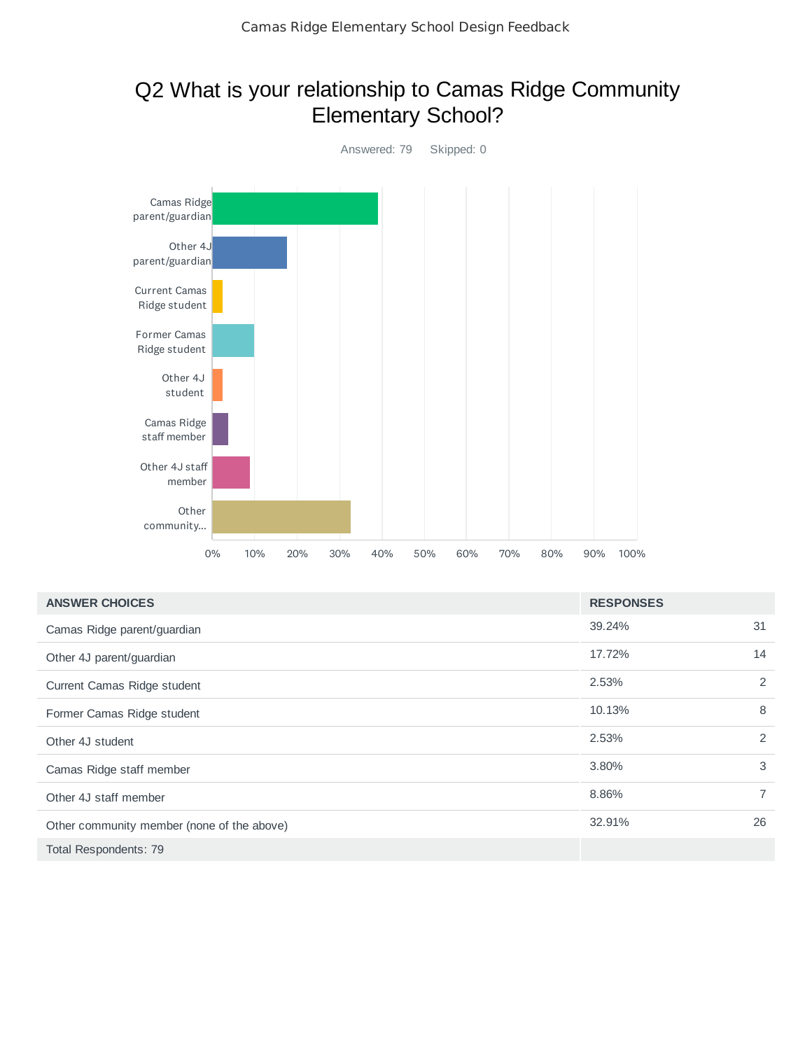# Q2 What is your relationship to Camas Ridge Community Elementary School?

Answered: 79 Skipped: 0

| ANSWER CHOICES | RESPONSES | |
|---|---|---|
| Camas Ridge parent/guardian | 39.24% | 31 |
| Other 4J parent/guardian | 17.72% | 14 |
| Current Camas Ridge student | 2.53% | 2 |
| Former Camas Ridge student | 10.13% | 8 |
| Other 4J student | 2.53% | 2 |
| Camas Ridge staff member | 3.80% | 3 |
| Other 4J staff member | 8.86% | 7 |
| Other community member (none of the above) | 32.91% | 26 |
| Total Respondents: 79 | | |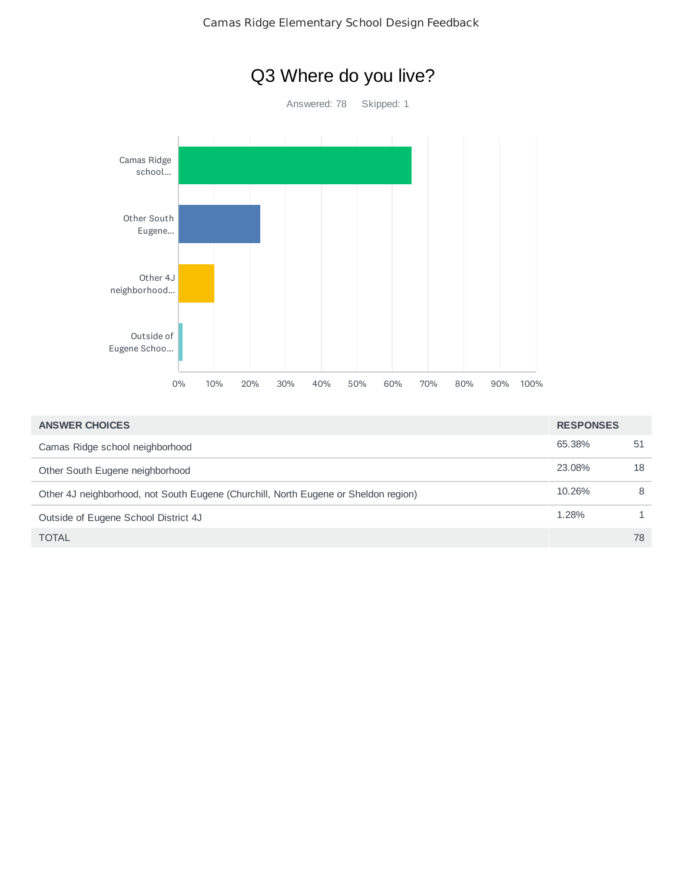Camas Ridge Elementary School Design Feedback

## Q3 Where do you live?

Answered: 78    Skipped: 1

Camas Ridge school...
Other South Eugene...
Other 4J neighborhood...
Outside of Eugene Schoo...

0% 10% 20% 30% 40% 50% 60% 70% 80% 90% 100%

| ANSWER CHOICES | RESPONSES | |
|---|---|---|
| Camas Ridge school neighborhood | 65.38% | 51 |
| Other South Eugene neighborhood | 23.08% | 18 |
| Other 4J neighborhood, not South Eugene (Churchill, North Eugene or Sheldon region) | 10.26% | 8 |
| Outside of Eugene School District 4J | 1.28% | 1 |
| TOTAL | | 78 |